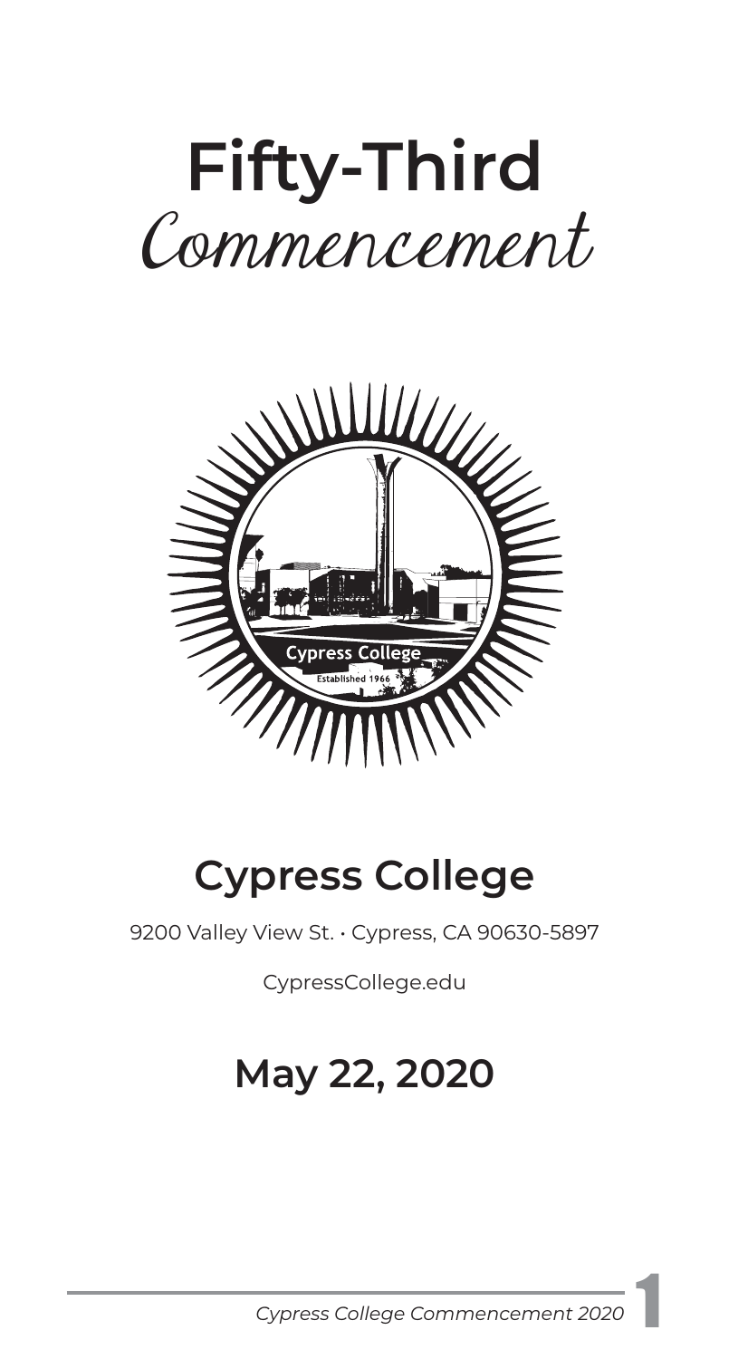# Fifty-Third
## *Commencement*

## Cypress College

9200 Valley View St. • Cypress, CA 90630-5897

CypressCollege.edu

## May 22, 2020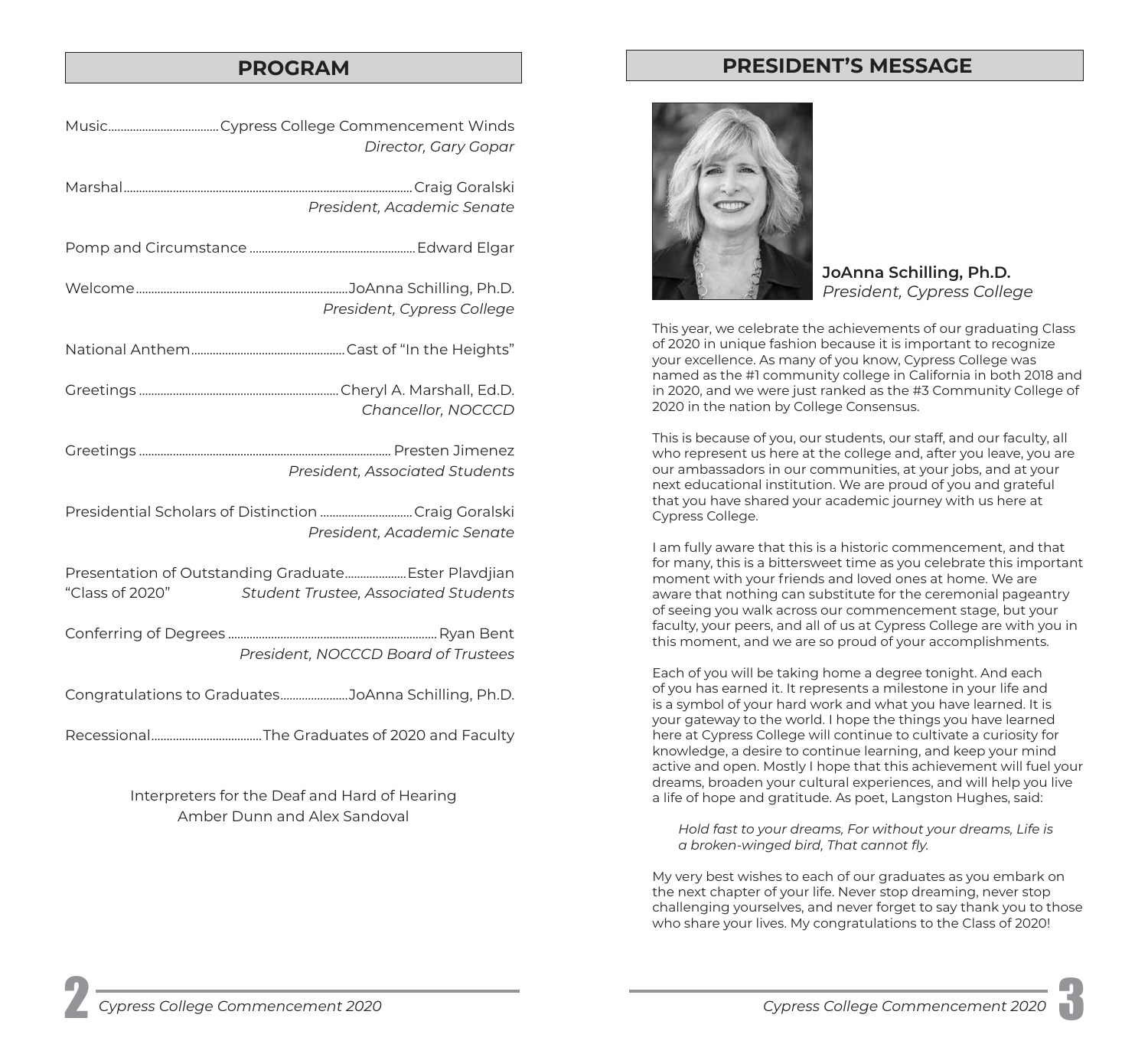## PROGRAM

Music.................................... Cypress College Commencement Winds
*Director, Gary Gopar*

Marshal.................................... Craig Goralski
*President, Academic Senate*

Pomp and Circumstance .................................... Edward Elgar

Welcome.................................... JoAnna Schilling, Ph.D.
*President, Cypress College*

National Anthem.................................... Cast of "In the Heights"

Greetings .................................... Cheryl A. Marshall, Ed.D.
*Chancellor, NOCCCD*

Greetings .................................... Presten Jimenez
*President, Associated Students*

Presidential Scholars of Distinction .................................... Craig Goralski
*President, Academic Senate*

Presentation of Outstanding Graduate "Class of 2020" .................................... Ester Plavdjian
*Student Trustee, Associated Students*

Conferring of Degrees .................................... Ryan Bent
*President, NOCCCD Board of Trustees*

Congratulations to Graduates.................................... JoAnna Schilling, Ph.D.

Recessional.................................... The Graduates of 2020 and Faculty

Interpreters for the Deaf and Hard of Hearing
Amber Dunn and Alex Sandoval

## PRESIDENT'S MESSAGE

**JoAnna Schilling, Ph.D.**
*President, Cypress College*

This year, we celebrate the achievements of our graduating Class of 2020 in unique fashion because it is important to recognize your excellence. As many of you know, Cypress College was named as the #1 community college in California in both 2018 and in 2020, and we were just ranked as the #3 Community College of 2020 in the nation by College Consensus.

This is because of you, our students, our staff, and our faculty, all who represent us here at the college and, after you leave, you are our ambassadors in our communities, at your jobs, and at your next educational institution. We are proud of you and grateful that you have shared your academic journey with us here at Cypress College.

I am fully aware that this is a historic commencement, and that for many, this is a bittersweet time as you celebrate this important moment with your friends and loved ones at home. We are aware that nothing can substitute for the ceremonial pageantry of seeing you walk across our commencement stage, but your faculty, your peers, and all of us at Cypress College are with you in this moment, and we are so proud of your accomplishments.

Each of you will be taking home a degree tonight. And each of you has earned it. It represents a milestone in your life and is a symbol of your hard work and what you have learned. It is your gateway to the world. I hope the things you have learned here at Cypress College will continue to cultivate a curiosity for knowledge, a desire to continue learning, and keep your mind active and open. Mostly I hope that this achievement will fuel your dreams, broaden your cultural experiences, and will help you live a life of hope and gratitude. As poet, Langston Hughes, said:

> *Hold fast to your dreams, For without your dreams, Life is a broken-winged bird, That cannot fly.*

My very best wishes to each of our graduates as you embark on the next chapter of your life. Never stop dreaming, never stop challenging yourselves, and never forget to say thank you to those who share your lives. My congratulations to the Class of 2020!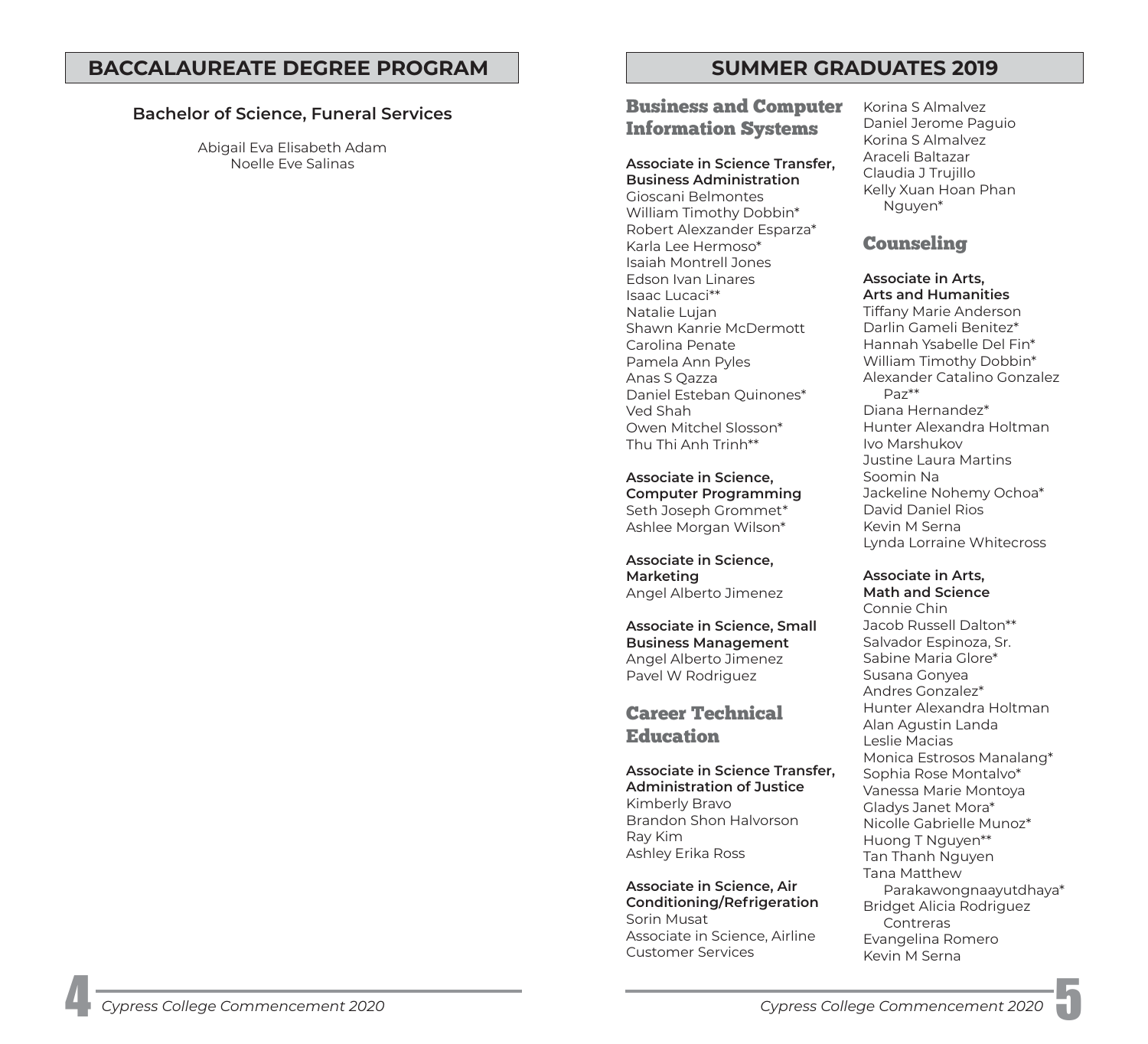## BACCALAUREATE DEGREE PROGRAM

**Bachelor of Science, Funeral Services**

Abigail Eva Elisabeth Adam
Noelle Eve Salinas

## SUMMER GRADUATES 2019

### Business and Computer Information Systems

**Associate in Science Transfer, Business Administration**
Gioscani Belmontes
William Timothy Dobbin*
Robert Alexzander Esparza*
Karla Lee Hermoso*
Isaiah Montrell Jones
Edson Ivan Linares
Isaac Lucaci**
Natalie Lujan
Shawn Kanrie McDermott
Carolina Penate
Pamela Ann Pyles
Anas S Qazza
Daniel Esteban Quinones*
Ved Shah
Owen Mitchel Slosson*
Thu Thi Anh Trinh**

**Associate in Science, Computer Programming**
Seth Joseph Grommet*
Ashlee Morgan Wilson*

**Associate in Science, Marketing**
Angel Alberto Jimenez

**Associate in Science, Small Business Management**
Angel Alberto Jimenez
Pavel W Rodriguez

### Career Technical Education

**Associate in Science Transfer, Administration of Justice**
Kimberly Bravo
Brandon Shon Halvorson
Ray Kim
Ashley Erika Ross

**Associate in Science, Air Conditioning/Refrigeration**
Sorin Musat
Associate in Science, Airline Customer Services
Korina S Almalvez
Daniel Jerome Paguio
Korina S Almalvez
Araceli Baltazar
Claudia J Trujillo
Kelly Xuan Hoan Phan Nguyen*

### Counseling

**Associate in Arts, Arts and Humanities**
Tiffany Marie Anderson
Darlin Gameli Benitez*
Hannah Ysabelle Del Fin*
William Timothy Dobbin*
Alexander Catalino Gonzalez Paz**
Diana Hernandez*
Hunter Alexandra Holtman
Ivo Marshukov
Justine Laura Martins
Soomin Na
Jackeline Nohemy Ochoa*
David Daniel Rios
Kevin M Serna
Lynda Lorraine Whitecross

**Associate in Arts, Math and Science**
Connie Chin
Jacob Russell Dalton**
Salvador Espinoza, Sr.
Sabine Maria Glore*
Susana Gonyea
Andres Gonzalez*
Hunter Alexandra Holtman
Alan Agustin Landa
Leslie Macias
Monica Estrosos Manalang*
Sophia Rose Montalvo*
Vanessa Marie Montoya
Gladys Janet Mora*
Nicolle Gabrielle Munoz*
Huong T Nguyen**
Tan Thanh Nguyen
Tana Matthew Parakawongnaayutdhaya*
Bridget Alicia Rodriguez Contreras
Evangelina Romero
Kevin M Serna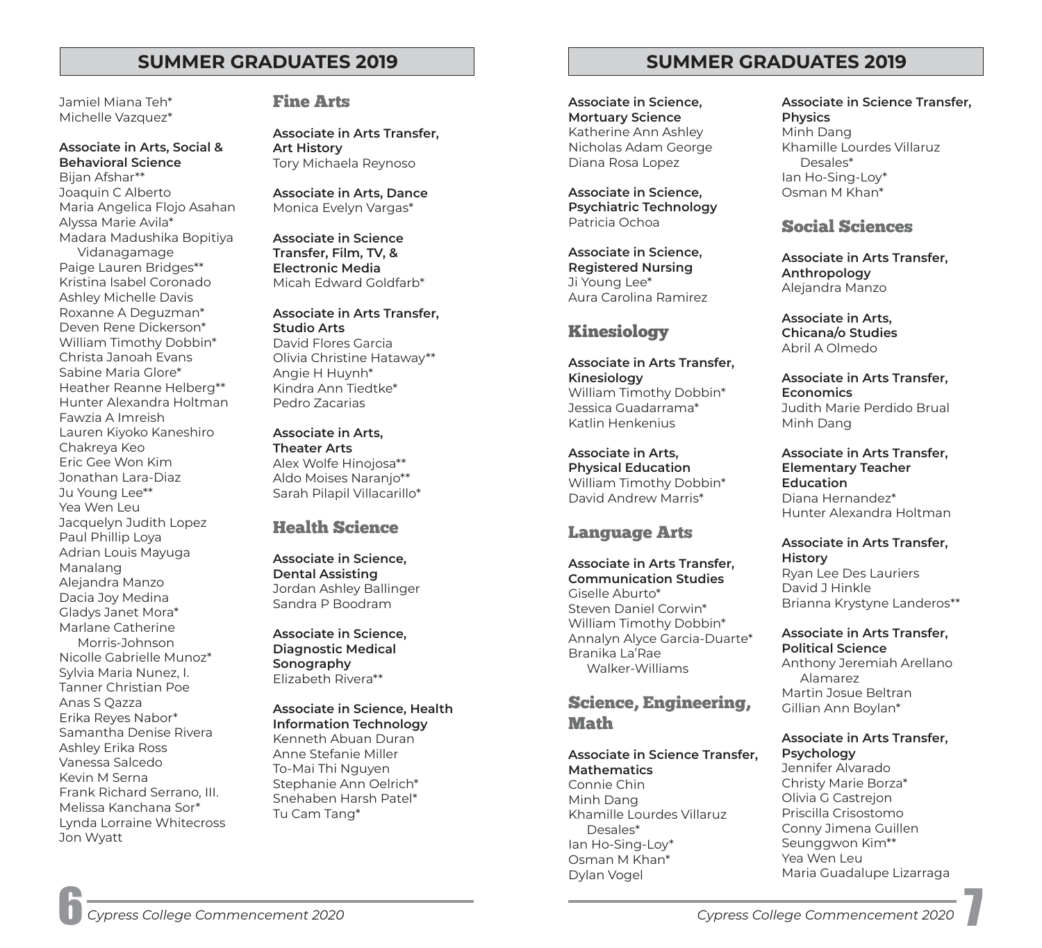## SUMMER GRADUATES 2019

Jamiel Miana Teh*
Michelle Vazquez*

**Associate in Arts, Social & Behavioral Science**
Bijan Afshar**
Joaquin C Alberto
Maria Angelica Flojo Asahan
Alyssa Marie Avila*
Madara Madushika Bopitiya Vidanagamage
Paige Lauren Bridges**
Kristina Isabel Coronado
Ashley Michelle Davis
Roxanne A Deguzman*
Deven Rene Dickerson*
William Timothy Dobbin*
Christa Janoah Evans
Sabine Maria Glore*
Heather Reanne Helberg**
Hunter Alexandra Holtman
Fawzia A Imreish
Lauren Kiyoko Kaneshiro
Chakreya Keo
Eric Gee Won Kim
Jonathan Lara-Diaz
Ju Young Lee**
Yea Wen Leu
Jacquelyn Judith Lopez
Paul Phillip Loya
Adrian Louis Mayuga Manalang
Alejandra Manzo
Dacia Joy Medina
Gladys Janet Mora*
Marlane Catherine Morris-Johnson
Nicolle Gabrielle Munoz*
Sylvia Maria Nunez, I.
Tanner Christian Poe
Anas S Qazza
Erika Reyes Nabor*
Samantha Denise Rivera
Ashley Erika Ross
Vanessa Salcedo
Kevin M Serna
Frank Richard Serrano, III.
Melissa Kanchana Sor*
Lynda Lorraine Whitecross
Jon Wyatt

### Fine Arts

**Associate in Arts Transfer, Art History**
Tory Michaela Reynoso

**Associate in Arts, Dance**
Monica Evelyn Vargas*

**Associate in Science Transfer, Film, TV, & Electronic Media**
Micah Edward Goldfarb*

**Associate in Arts Transfer, Studio Arts**
David Flores Garcia
Olivia Christine Hataway**
Angie H Huynh*
Kindra Ann Tiedtke*
Pedro Zacarias

**Associate in Arts, Theater Arts**
Alex Wolfe Hinojosa**
Aldo Moises Naranjo**
Sarah Pilapil Villacarillo*

### Health Science

**Associate in Science, Dental Assisting**
Jordan Ashley Ballinger
Sandra P Boodram

**Associate in Science, Diagnostic Medical Sonography**
Elizabeth Rivera**

**Associate in Science, Health Information Technology**
Kenneth Abuan Duran
Anne Stefanie Miller
To-Mai Thi Nguyen
Stephanie Ann Oelrich*
Snehaben Harsh Patel*
Tu Cam Tang*

## SUMMER GRADUATES 2019

**Associate in Science, Mortuary Science**
Katherine Ann Ashley
Nicholas Adam George
Diana Rosa Lopez

**Associate in Science, Psychiatric Technology**
Patricia Ochoa

**Associate in Science, Registered Nursing**
Ji Young Lee*
Aura Carolina Ramirez

### Kinesiology

**Associate in Arts Transfer, Kinesiology**
William Timothy Dobbin*
Jessica Guadarrama*
Katlin Henkenius

**Associate in Arts, Physical Education**
William Timothy Dobbin*
David Andrew Marris*

### Language Arts

**Associate in Arts Transfer, Communication Studies**
Giselle Aburto*
Steven Daniel Corwin*
William Timothy Dobbin*
Annalyn Alyce Garcia-Duarte*
Branika La'Rae Walker-Williams

### Science, Engineering, Math

**Associate in Science Transfer, Mathematics**
Connie Chin
Minh Dang
Khamille Lourdes Villaruz Desales*
Ian Ho-Sing-Loy*
Osman M Khan*
Dylan Vogel

**Associate in Science Transfer, Physics**
Minh Dang
Khamille Lourdes Villaruz Desales*
Ian Ho-Sing-Loy*
Osman M Khan*

### Social Sciences

**Associate in Arts Transfer, Anthropology**
Alejandra Manzo

**Associate in Arts, Chicana/o Studies**
Abril A Olmedo

**Associate in Arts Transfer, Economics**
Judith Marie Perdido Brual
Minh Dang

**Associate in Arts Transfer, Elementary Teacher Education**
Diana Hernandez*
Hunter Alexandra Holtman

**Associate in Arts Transfer, History**
Ryan Lee Des Lauriers
David J Hinkle
Brianna Krystyne Landeros**

**Associate in Arts Transfer, Political Science**
Anthony Jeremiah Arellano Alamarez
Martin Josue Beltran
Gillian Ann Boylan*

**Associate in Arts Transfer, Psychology**
Jennifer Alvarado
Christy Marie Borza*
Olivia G Castrejon
Priscilla Crisostomo
Conny Jimena Guillen
Seunggwon Kim**
Yea Wen Leu
Maria Guadalupe Lizarraga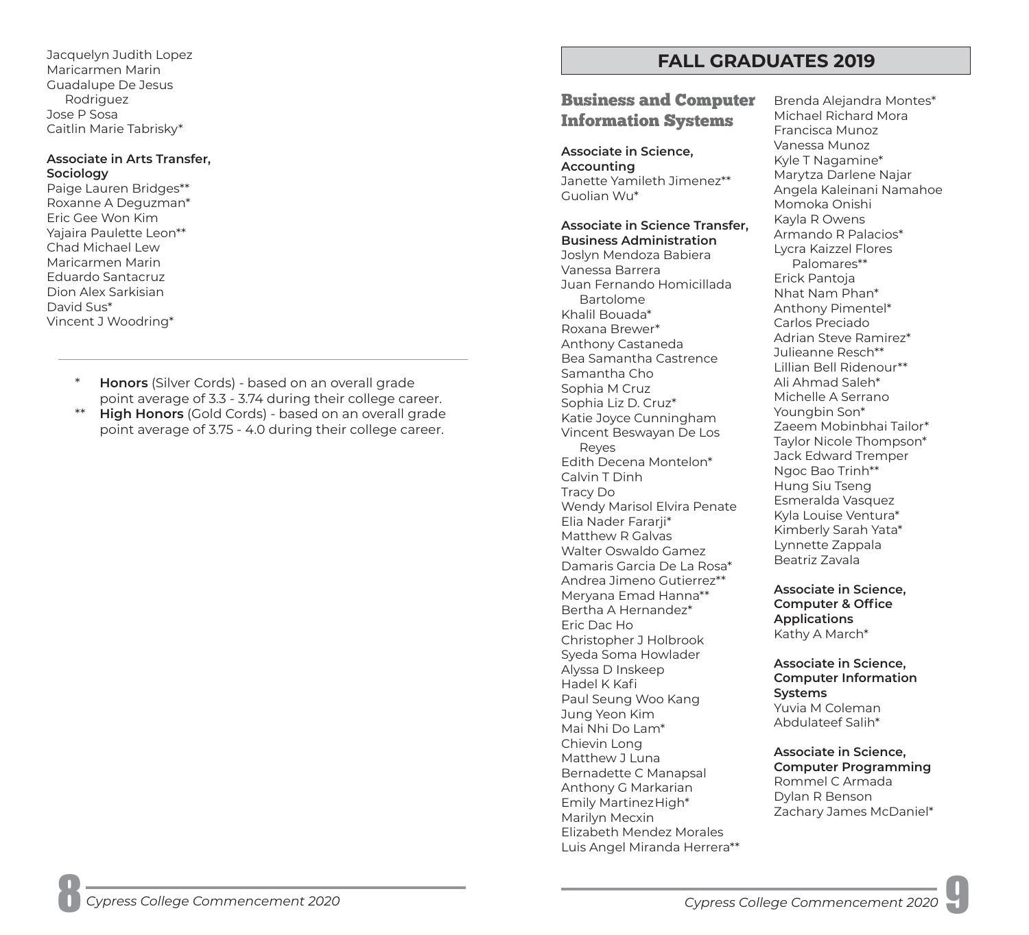Jacquelyn Judith Lopez
Maricarmen Marin
Guadalupe De Jesus Rodriguez
Jose P Sosa
Caitlin Marie Tabrisky*

**Associate in Arts Transfer, Sociology**
Paige Lauren Bridges**
Roxanne A Deguzman*
Eric Gee Won Kim
Yajaira Paulette Leon**
Chad Michael Lew
Maricarmen Marin
Eduardo Santacruz
Dion Alex Sarkisian
David Sus*
Vincent J Woodring*

---

- \* **Honors** (Silver Cords) - based on an overall grade point average of 3.3 - 3.74 during their college career.
- \** **High Honors** (Gold Cords) - based on an overall grade point average of 3.75 - 4.0 during their college career.

# FALL GRADUATES 2019

## Business and Computer Information Systems

**Associate in Science, Accounting**
Janette Yamileth Jimenez**
Guolian Wu*

**Associate in Science Transfer, Business Administration**
Joslyn Mendoza Babiera
Vanessa Barrera
Juan Fernando Homicillada Bartolome
Khalil Bouada*
Roxana Brewer*
Anthony Castaneda
Bea Samantha Castrence
Samantha Cho
Sophia M Cruz
Sophia Liz D. Cruz*
Katie Joyce Cunningham
Vincent Beswayan De Los Reyes
Edith Decena Montelon*
Calvin T Dinh
Tracy Do
Wendy Marisol Elvira Penate
Elia Nader Fararji*
Matthew R Galvas
Walter Oswaldo Gamez
Damaris Garcia De La Rosa*
Andrea Jimeno Gutierrez**
Meryana Emad Hanna**
Bertha A Hernandez*
Eric Dac Ho
Christopher J Holbrook
Syeda Soma Howlader
Alyssa D Inskeep
Hadel K Kafi
Paul Seung Woo Kang
Jung Yeon Kim
Mai Nhi Do Lam*
Chievin Long
Matthew J Luna
Bernadette C Manapsal
Anthony G Markarian
Emily Martinez High*
Marilyn Mecxin
Elizabeth Mendez Morales
Luis Angel Miranda Herrera**
Brenda Alejandra Montes*
Michael Richard Mora
Francisca Munoz
Vanessa Munoz
Kyle T Nagamine*
Marytza Darlene Najar
Angela Kaleinani Namahoe
Momoka Onishi
Kayla R Owens
Armando R Palacios*
Lycra Kaizzel Flores Palomares**
Erick Pantoja
Nhat Nam Phan*
Anthony Pimentel*
Carlos Preciado
Adrian Steve Ramirez*
Julieanne Resch**
Lillian Bell Ridenour**
Ali Ahmad Saleh*
Michelle A Serrano
Youngbin Son*
Zaeem Mobinbhai Tailor*
Taylor Nicole Thompson*
Jack Edward Tremper
Ngoc Bao Trinh**
Hung Siu Tseng
Esmeralda Vasquez
Kyla Louise Ventura*
Kimberly Sarah Yata*
Lynnette Zappala
Beatriz Zavala

**Associate in Science, Computer & Office Applications**
Kathy A March*

**Associate in Science, Computer Information Systems**
Yuvia M Coleman
Abdulateef Salih*

**Associate in Science, Computer Programming**
Rommel C Armada
Dylan R Benson
Zachary James McDaniel*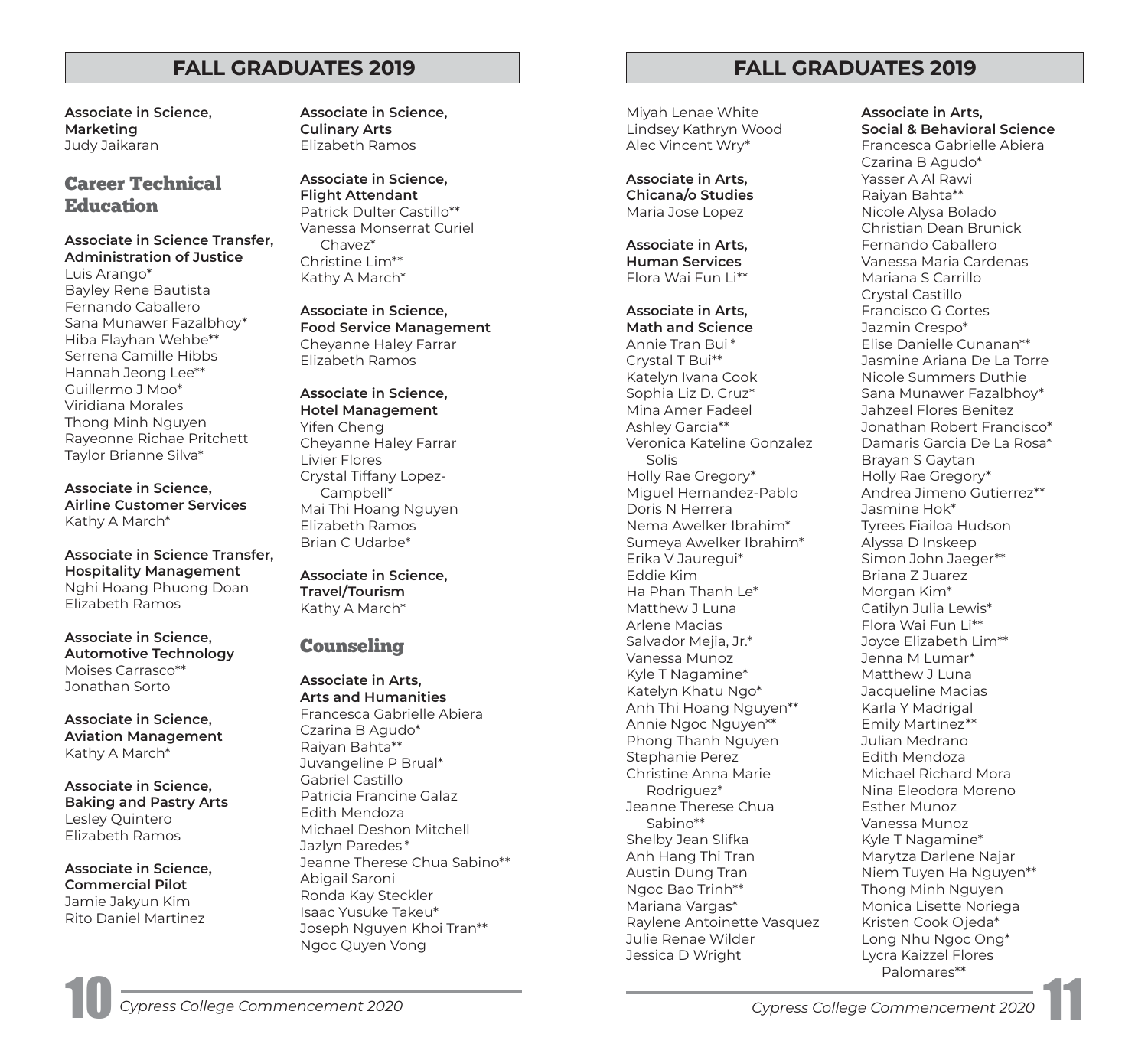## FALL GRADUATES 2019

**Associate in Science, Marketing**
Judy Jaikaran

### Career Technical Education

**Associate in Science Transfer, Administration of Justice**
Luis Arango*
Bayley Rene Bautista
Fernando Caballero
Sana Munawer Fazalbhoy*
Hiba Flayhan Wehbe**
Serrena Camille Hibbs
Hannah Jeong Lee**
Guillermo J Moo*
Viridiana Morales
Thong Minh Nguyen
Rayeonne Richae Pritchett
Taylor Brianne Silva*

**Associate in Science, Airline Customer Services**
Kathy A March*

**Associate in Science Transfer, Hospitality Management**
Nghi Hoang Phuong Doan
Elizabeth Ramos

**Associate in Science, Automotive Technology**
Moises Carrasco**
Jonathan Sorto

**Associate in Science, Aviation Management**
Kathy A March*

**Associate in Science, Baking and Pastry Arts**
Lesley Quintero
Elizabeth Ramos

**Associate in Science, Commercial Pilot**
Jamie Jakyun Kim
Rito Daniel Martinez

**Associate in Science, Culinary Arts**
Elizabeth Ramos

**Associate in Science, Flight Attendant**
Patrick Dulter Castillo**
Vanessa Monserrat Curiel Chavez*
Christine Lim**
Kathy A March*

**Associate in Science, Food Service Management**
Cheyanne Haley Farrar
Elizabeth Ramos

**Associate in Science, Hotel Management**
Yifen Cheng
Cheyanne Haley Farrar
Livier Flores
Crystal Tiffany Lopez-Campbell*
Mai Thi Hoang Nguyen
Elizabeth Ramos
Brian C Udarbe*

**Associate in Science, Travel/Tourism**
Kathy A March*

### Counseling

**Associate in Arts, Arts and Humanities**
Francesca Gabrielle Abiera
Czarina B Agudo*
Raiyan Bahta**
Juvangeline P Brual*
Gabriel Castillo
Patricia Francine Galaz
Edith Mendoza
Michael Deshon Mitchell
Jazlyn Paredes *
Jeanne Therese Chua Sabino**
Abigail Saroni
Ronda Kay Steckler
Isaac Yusuke Takeu*
Joseph Nguyen Khoi Tran**
Ngoc Quyen Vong
Miyah Lenae White
Lindsey Kathryn Wood
Alec Vincent Wry*

**Associate in Arts, Chicana/o Studies**
Maria Jose Lopez

**Associate in Arts, Human Services**
Flora Wai Fun Li**

**Associate in Arts, Math and Science**
Annie Tran Bui *
Crystal T Bui**
Katelyn Ivana Cook
Sophia Liz D. Cruz*
Mina Amer Fadeel
Ashley Garcia**
Veronica Kateline Gonzalez Solis
Holly Rae Gregory*
Miguel Hernandez-Pablo
Doris N Herrera
Nema Awelker Ibrahim*
Sumeya Awelker Ibrahim*
Erika V Jauregui*
Eddie Kim
Ha Phan Thanh Le*
Matthew J Luna
Arlene Macias
Salvador Mejia, Jr.*
Vanessa Munoz
Kyle T Nagamine*
Katelyn Khatu Ngo*
Anh Thi Hoang Nguyen**
Annie Ngoc Nguyen**
Phong Thanh Nguyen
Stephanie Perez
Christine Anna Marie Rodriguez*
Jeanne Therese Chua Sabino**
Shelby Jean Slifka
Anh Hang Thi Tran
Austin Dung Tran
Ngoc Bao Trinh**
Mariana Vargas*
Raylene Antoinette Vasquez
Julie Renae Wilder
Jessica D Wright

**Associate in Arts, Social & Behavioral Science**
Francesca Gabrielle Abiera
Czarina B Agudo*
Yasser A Al Rawi
Raiyan Bahta**
Nicole Alysa Bolado
Christian Dean Brunick
Fernando Caballero
Vanessa Maria Cardenas
Mariana S Carrillo
Crystal Castillo
Francisco G Cortes
Jazmin Crespo*
Elise Danielle Cunanan**
Jasmine Ariana De La Torre
Nicole Summers Duthie
Sana Munawer Fazalbhoy*
Jahzeel Flores Benitez
Jonathan Robert Francisco*
Damaris Garcia De La Rosa*
Brayan S Gaytan
Holly Rae Gregory*
Andrea Jimeno Gutierrez**
Jasmine Hok*
Tyrees Fiailoa Hudson
Alyssa D Inskeep
Simon John Jaeger**
Briana Z Juarez
Morgan Kim*
Catilyn Julia Lewis*
Flora Wai Fun Li**
Joyce Elizabeth Lim**
Jenna M Lumar*
Matthew J Luna
Jacqueline Macias
Karla Y Madrigal
Emily Martinez**
Julian Medrano
Edith Mendoza
Michael Richard Mora
Nina Eleodora Moreno
Esther Munoz
Vanessa Munoz
Kyle T Nagamine*
Marytza Darlene Najar
Niem Tuyen Ha Nguyen**
Thong Minh Nguyen
Monica Lisette Noriega
Kristen Cook Ojeda*
Long Nhu Ngoc Ong*
Lycra Kaizzel Flores Palomares**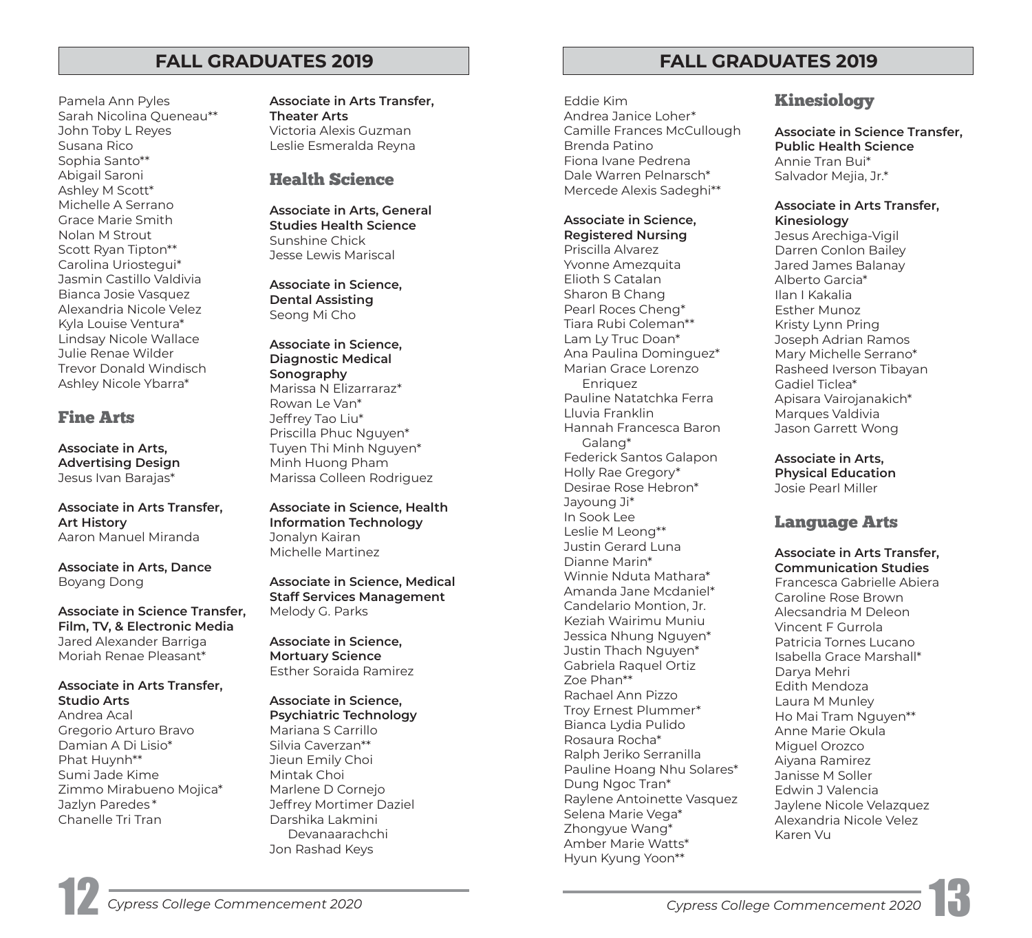## FALL GRADUATES 2019

Pamela Ann Pyles
Sarah Nicolina Queneau**
John Toby L Reyes
Susana Rico
Sophia Santo**
Abigail Saroni
Ashley M Scott*
Michelle A Serrano
Grace Marie Smith
Nolan M Strout
Scott Ryan Tipton**
Carolina Uriostegui*
Jasmin Castillo Valdivia
Bianca Josie Vasquez
Alexandria Nicole Velez
Kyla Louise Ventura*
Lindsay Nicole Wallace
Julie Renae Wilder
Trevor Donald Windisch
Ashley Nicole Ybarra*

### Fine Arts

**Associate in Arts, Advertising Design**
Jesus Ivan Barajas*

**Associate in Arts Transfer, Art History**
Aaron Manuel Miranda

**Associate in Arts, Dance**
Boyang Dong

**Associate in Science Transfer, Film, TV, & Electronic Media**
Jared Alexander Barriga
Moriah Renae Pleasant*

**Associate in Arts Transfer, Studio Arts**
Andrea Acal
Gregorio Arturo Bravo
Damian A Di Lisio*
Phat Huynh**
Sumi Jade Kime
Zimmo Mirabueno Mojica*
Jazlyn Paredes*
Chanelle Tri Tran

**Associate in Arts Transfer, Theater Arts**
Victoria Alexis Guzman
Leslie Esmeralda Reyna

### Health Science

**Associate in Arts, General Studies Health Science**
Sunshine Chick
Jesse Lewis Mariscal

**Associate in Science, Dental Assisting**
Seong Mi Cho

**Associate in Science, Diagnostic Medical Sonography**
Marissa N Elizarraraz*
Rowan Le Van*
Jeffrey Tao Liu*
Priscilla Phuc Nguyen*
Tuyen Thi Minh Nguyen*
Minh Huong Pham
Marissa Colleen Rodriguez

**Associate in Science, Health Information Technology**
Jonalyn Kairan
Michelle Martinez

**Associate in Science, Medical Staff Services Management**
Melody G. Parks

**Associate in Science, Mortuary Science**
Esther Soraida Ramirez

**Associate in Science, Psychiatric Technology**
Mariana S Carrillo
Silvia Caverzan**
Jieun Emily Choi
Mintak Choi
Marlene D Cornejo
Jeffrey Mortimer Daziel
Darshika Lakmini Devanaarachchi
Jon Rashad Keys
Eddie Kim
Andrea Janice Loher*
Camille Frances McCullough
Brenda Patino
Fiona Ivane Pedrena
Dale Warren Pelnarsch*
Mercede Alexis Sadeghi**

**Associate in Science, Registered Nursing**
Priscilla Alvarez
Yvonne Amezquita
Elioth S Catalan
Sharon B Chang
Pearl Roces Cheng*
Tiara Rubi Coleman**
Lam Ly Truc Doan*
Ana Paulina Dominguez*
Marian Grace Lorenzo Enriquez
Pauline Natatchka Ferra
Lluvia Franklin
Hannah Francesca Baron Galang*
Federick Santos Galapon
Holly Rae Gregory*
Desirae Rose Hebron*
Jayoung Ji*
In Sook Lee
Leslie M Leong**
Justin Gerard Luna
Dianne Marin*
Winnie Nduta Mathara*
Amanda Jane Mcdaniel*
Candelario Montion, Jr.
Keziah Wairimu Muniu
Jessica Nhung Nguyen*
Justin Thach Nguyen*
Gabriela Raquel Ortiz
Zoe Phan**
Rachael Ann Pizzo
Troy Ernest Plummer*
Bianca Lydia Pulido
Rosaura Rocha*
Ralph Jeriko Serranilla
Pauline Hoang Nhu Solares*
Dung Ngoc Tran*
Raylene Antoinette Vasquez
Selena Marie Vega*
Zhongyue Wang*
Amber Marie Watts*
Hyun Kyung Yoon**

### Kinesiology

**Associate in Science Transfer, Public Health Science**
Annie Tran Bui*
Salvador Mejia, Jr.*

**Associate in Arts Transfer, Kinesiology**
Jesus Arechiga-Vigil
Darren Conlon Bailey
Jared James Balanay
Alberto Garcia*
Ilan I Kakalia
Esther Munoz
Kristy Lynn Pring
Joseph Adrian Ramos
Mary Michelle Serrano*
Rasheed Iverson Tibayan
Gadiel Ticlea*
Apisara Vairojanakich*
Marques Valdivia
Jason Garrett Wong

**Associate in Arts, Physical Education**
Josie Pearl Miller

### Language Arts

**Associate in Arts Transfer, Communication Studies**
Francesca Gabrielle Abiera
Caroline Rose Brown
Alecsandria M Deleon
Vincent F Gurrola
Patricia Tornes Lucano
Isabella Grace Marshall*
Darya Mehri
Edith Mendoza
Laura M Munley
Ho Mai Tram Nguyen**
Anne Marie Okula
Miguel Orozco
Aiyana Ramirez
Janisse M Soller
Edwin J Valencia
Jaylene Nicole Velazquez
Alexandria Nicole Velez
Karen Vu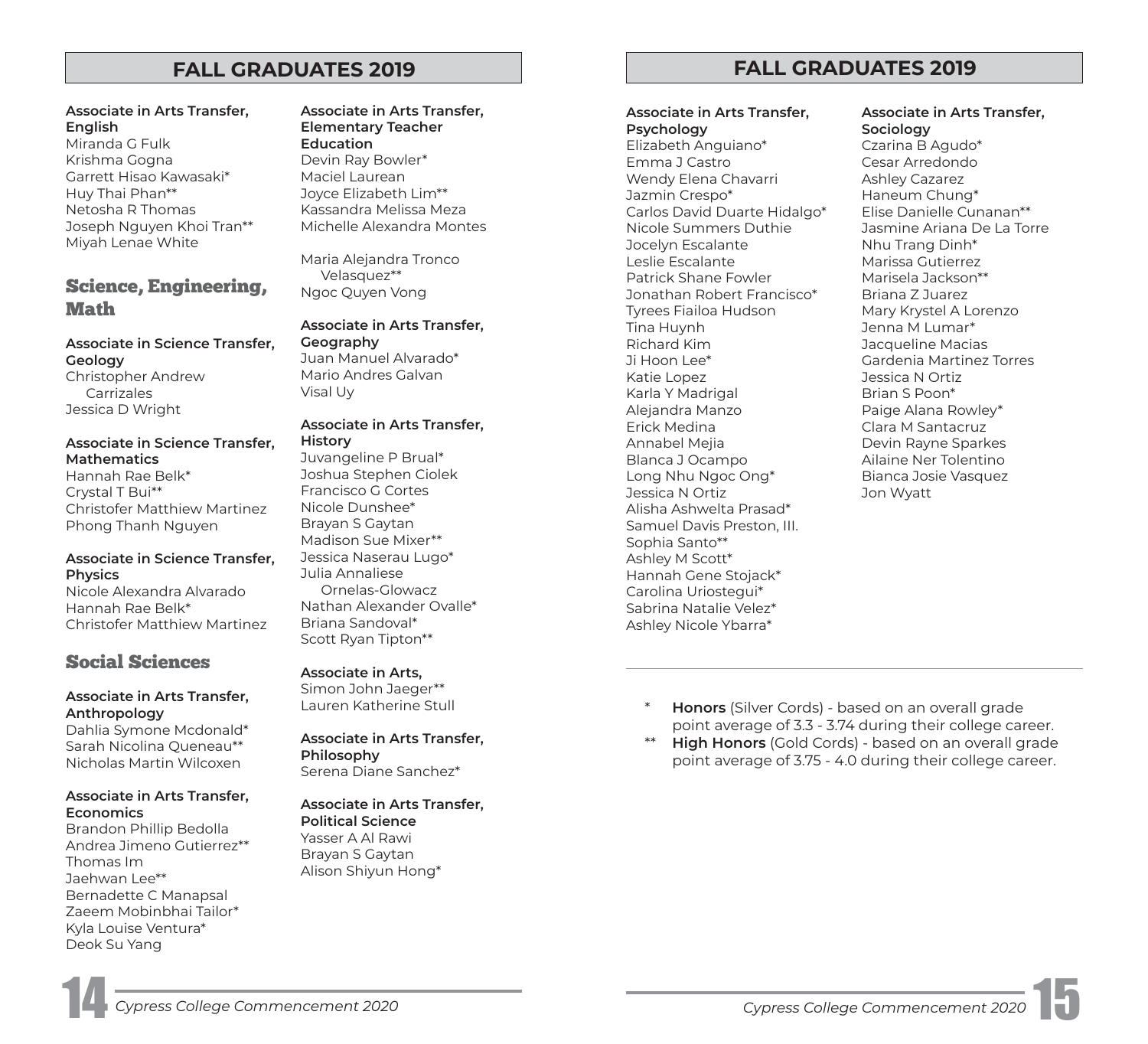## FALL GRADUATES 2019

**Associate in Arts Transfer, English**
Miranda G Fulk
Krishma Gogna
Garrett Hisao Kawasaki*
Huy Thai Phan**
Netosha R Thomas
Joseph Nguyen Khoi Tran**
Miyah Lenae White

### Science, Engineering, Math

**Associate in Science Transfer, Geology**
Christopher Andrew Carrizales
Jessica D Wright

**Associate in Science Transfer, Mathematics**
Hannah Rae Belk*
Crystal T Bui**
Christofer Matthiew Martinez
Phong Thanh Nguyen

**Associate in Science Transfer, Physics**
Nicole Alexandra Alvarado
Hannah Rae Belk*
Christofer Matthiew Martinez

### Social Sciences

**Associate in Arts Transfer, Anthropology**
Dahlia Symone Mcdonald*
Sarah Nicolina Queneau**
Nicholas Martin Wilcoxen

**Associate in Arts Transfer, Economics**
Brandon Phillip Bedolla
Andrea Jimeno Gutierrez**
Thomas Im
Jaehwan Lee**
Bernadette C Manapsal
Zaeem Mobinbhai Tailor*
Kyla Louise Ventura*
Deok Su Yang

**Associate in Arts Transfer, Elementary Teacher Education**
Devin Ray Bowler*
Maciel Laurean
Joyce Elizabeth Lim**
Kassandra Melissa Meza
Michelle Alexandra Montes

Maria Alejandra Tronco Velasquez**
Ngoc Quyen Vong

**Associate in Arts Transfer, Geography**
Juan Manuel Alvarado*
Mario Andres Galvan
Visal Uy

**Associate in Arts Transfer, History**
Juvangeline P Brual*
Joshua Stephen Ciolek
Francisco G Cortes
Nicole Dunshee*
Brayan S Gaytan
Madison Sue Mixer**
Jessica Naserau Lugo*
Julia Annaliese Ornelas-Glowacz
Nathan Alexander Ovalle*
Briana Sandoval*
Scott Ryan Tipton**

**Associate in Arts,**
Simon John Jaeger**
Lauren Katherine Stull

**Associate in Arts Transfer, Philosophy**
Serena Diane Sanchez*

**Associate in Arts Transfer, Political Science**
Yasser A Al Rawi
Brayan S Gaytan
Alison Shiyun Hong*

## FALL GRADUATES 2019

**Associate in Arts Transfer, Psychology**
Elizabeth Anguiano*
Emma J Castro
Wendy Elena Chavarri
Jazmin Crespo*
Carlos David Duarte Hidalgo*
Nicole Summers Duthie
Jocelyn Escalante
Leslie Escalante
Patrick Shane Fowler
Jonathan Robert Francisco*
Tyrees Fiailoa Hudson
Tina Huynh
Richard Kim
Ji Hoon Lee*
Katie Lopez
Karla Y Madrigal
Alejandra Manzo
Erick Medina
Annabel Mejia
Blanca J Ocampo
Long Nhu Ngoc Ong*
Jessica N Ortiz
Alisha Ashwelta Prasad*
Samuel Davis Preston, III.
Sophia Santo**
Ashley M Scott*
Hannah Gene Stojack*
Carolina Uriostegui*
Sabrina Natalie Velez*
Ashley Nicole Ybarra*

**Associate in Arts Transfer, Sociology**
Czarina B Agudo*
Cesar Arredondo
Ashley Cazarez
Haneum Chung*
Elise Danielle Cunanan**
Jasmine Ariana De La Torre
Nhu Trang Dinh*
Marissa Gutierrez
Marisela Jackson**
Briana Z Juarez
Mary Krystel A Lorenzo
Jenna M Lumar*
Jacqueline Macias
Gardenia Martinez Torres
Jessica N Ortiz
Brian S Poon*
Paige Alana Rowley*
Clara M Santacruz
Devin Rayne Sparkes
Ailaine Ner Tolentino
Bianca Josie Vasquez
Jon Wyatt

---

\* **Honors** (Silver Cords) - based on an overall grade point average of 3.3 - 3.74 during their college career.

\** **High Honors** (Gold Cords) - based on an overall grade point average of 3.75 - 4.0 during their college career.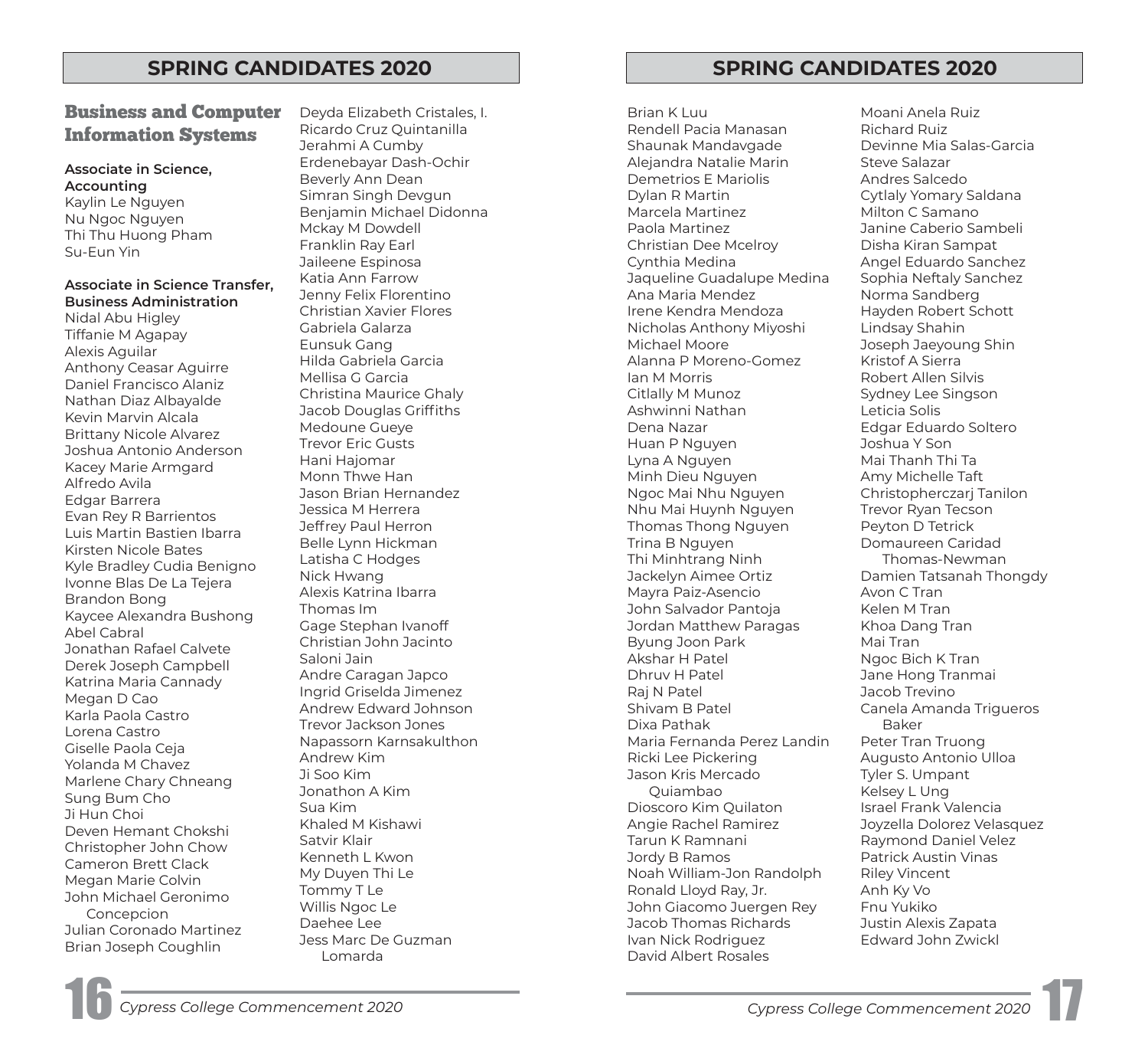## SPRING CANDIDATES 2020

### Business and Computer Information Systems

**Associate in Science, Accounting**

Kaylin Le Nguyen
Nu Ngoc Nguyen
Thi Thu Huong Pham
Su-Eun Yin

**Associate in Science Transfer, Business Administration**

Nidal Abu Higley
Tiffanie M Agapay
Alexis Aguilar
Anthony Ceasar Aguirre
Daniel Francisco Alaniz
Nathan Diaz Albayalde
Kevin Marvin Alcala
Brittany Nicole Alvarez
Joshua Antonio Anderson
Kacey Marie Armgard
Alfredo Avila
Edgar Barrera
Evan Rey R Barrientos
Luis Martin Bastien Ibarra
Kirsten Nicole Bates
Kyle Bradley Cudia Benigno
Ivonne Blas De La Tejera
Brandon Bong
Kaycee Alexandra Bushong
Abel Cabral
Jonathan Rafael Calvete
Derek Joseph Campbell
Katrina Maria Cannady
Megan D Cao
Karla Paola Castro
Lorena Castro
Giselle Paola Ceja
Yolanda M Chavez
Marlene Chary Chneang
Sung Bum Cho
Ji Hun Choi
Deven Hemant Chokshi
Christopher John Chow
Cameron Brett Clack
Megan Marie Colvin
John Michael Geronimo Concepcion
Julian Coronado Martinez
Brian Joseph Coughlin
Deyda Elizabeth Cristales, I.
Ricardo Cruz Quintanilla
Jerahmi A Cumby
Erdenebayar Dash-Ochir
Beverly Ann Dean
Simran Singh Devgun
Benjamin Michael Didonna
Mckay M Dowdell
Franklin Ray Earl
Jaileene Espinosa
Katia Ann Farrow
Jenny Felix Florentino
Christian Xavier Flores
Gabriela Galarza
Eunsuk Gang
Hilda Gabriela Garcia
Mellisa G Garcia
Christina Maurice Ghaly
Jacob Douglas Griffiths
Medoune Gueye
Trevor Eric Gusts
Hani Hajomar
Monn Thwe Han
Jason Brian Hernandez
Jessica M Herrera
Jeffrey Paul Herron
Belle Lynn Hickman
Latisha C Hodges
Nick Hwang
Alexis Katrina Ibarra
Thomas Im
Gage Stephan Ivanoff
Christian John Jacinto
Saloni Jain
Andre Caragan Japco
Ingrid Griselda Jimenez
Andrew Edward Johnson
Trevor Jackson Jones
Napassorn Karnsakulthon
Andrew Kim
Ji Soo Kim
Jonathon A Kim
Sua Kim
Khaled M Kishawi
Satvir Klair
Kenneth L Kwon
My Duyen Thi Le
Tommy T Le
Willis Ngoc Le
Daehee Lee
Jess Marc De Guzman Lomarda
Brian K Luu
Rendell Pacia Manasan
Shaunak Mandavgade
Alejandra Natalie Marin
Demetrios E Mariolis
Dylan R Martin
Marcela Martinez
Paola Martinez
Christian Dee Mcelroy
Cynthia Medina
Jaqueline Guadalupe Medina
Ana Maria Mendez
Irene Kendra Mendoza
Nicholas Anthony Miyoshi
Michael Moore
Alanna P Moreno-Gomez
Ian M Morris
Citlally M Munoz
Ashwinni Nathan
Dena Nazar
Huan P Nguyen
Lyna A Nguyen
Minh Dieu Nguyen
Ngoc Mai Nhu Nguyen
Nhu Mai Huynh Nguyen
Thomas Thong Nguyen
Trina B Nguyen
Thi Minhtrang Ninh
Jackelyn Aimee Ortiz
Mayra Paiz-Asencio
John Salvador Pantoja
Jordan Matthew Paragas
Byung Joon Park
Akshar H Patel
Dhruv H Patel
Raj N Patel
Shivam B Patel
Dixa Pathak
Maria Fernanda Perez Landin
Ricki Lee Pickering
Jason Kris Mercado Quiambao
Dioscoro Kim Quilaton
Angie Rachel Ramirez
Tarun K Ramnani
Jordy B Ramos
Noah William-Jon Randolph
Ronald Lloyd Ray, Jr.
John Giacomo Juergen Rey
Jacob Thomas Richards
Ivan Nick Rodriguez
David Albert Rosales
Moani Anela Ruiz
Richard Ruiz
Devinne Mia Salas-Garcia
Steve Salazar
Andres Salcedo
Cytlaly Yomary Saldana
Milton C Samano
Janine Caberio Sambeli
Disha Kiran Sampat
Angel Eduardo Sanchez
Sophia Neftaly Sanchez
Norma Sandberg
Hayden Robert Schott
Lindsay Shahin
Joseph Jaeyoung Shin
Kristof A Sierra
Robert Allen Silvis
Sydney Lee Singson
Leticia Solis
Edgar Eduardo Soltero
Joshua Y Son
Mai Thanh Thi Ta
Amy Michelle Taft
Christopherczarj Tanilon
Trevor Ryan Tecson
Peyton D Tetrick
Domaureen Caridad Thomas-Newman
Damien Tatsanah Thongdy
Avon C Tran
Kelen M Tran
Khoa Dang Tran
Mai Tran
Ngoc Bich K Tran
Jane Hong Tranmai
Jacob Trevino
Canela Amanda Trigueros Baker
Peter Tran Truong
Augusto Antonio Ulloa
Tyler S. Umpant
Kelsey L Ung
Israel Frank Valencia
Joyzella Dolorez Velasquez
Raymond Daniel Velez
Patrick Austin Vinas
Riley Vincent
Anh Ky Vo
Fnu Yukiko
Justin Alexis Zapata
Edward John Zwickl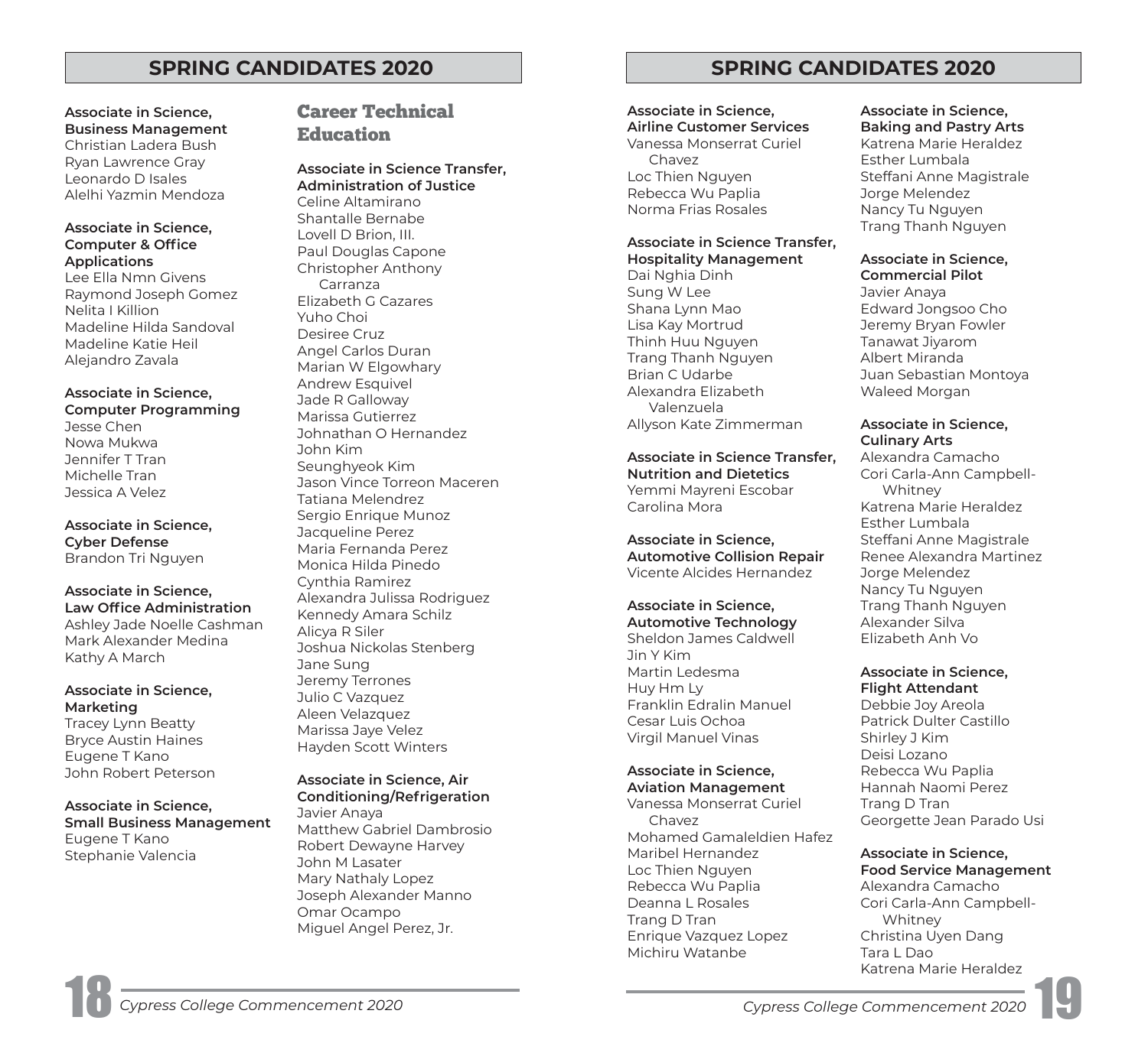## SPRING CANDIDATES 2020

**Associate in Science, Business Management**
Christian Ladera Bush
Ryan Lawrence Gray
Leonardo D Isales
Alelhi Yazmin Mendoza

**Associate in Science, Computer & Office Applications**
Lee Ella Nmn Givens
Raymond Joseph Gomez
Nelita I Killion
Madeline Hilda Sandoval
Madeline Katie Heil
Alejandro Zavala

**Associate in Science, Computer Programming**
Jesse Chen
Nowa Mukwa
Jennifer T Tran
Michelle Tran
Jessica A Velez

**Associate in Science, Cyber Defense**
Brandon Tri Nguyen

**Associate in Science, Law Office Administration**
Ashley Jade Noelle Cashman
Mark Alexander Medina
Kathy A March

**Associate in Science, Marketing**
Tracey Lynn Beatty
Bryce Austin Haines
Eugene T Kano
John Robert Peterson

**Associate in Science, Small Business Management**
Eugene T Kano
Stephanie Valencia

### Career Technical Education

**Associate in Science Transfer, Administration of Justice**
Celine Altamirano
Shantalle Bernabe
Lovell D Brion, III.
Paul Douglas Capone
Christopher Anthony Carranza
Elizabeth G Cazares
Yuho Choi
Desiree Cruz
Angel Carlos Duran
Marian W Elgowhary
Andrew Esquivel
Jade R Galloway
Marissa Gutierrez
Johnathan O Hernandez
John Kim
Seunghyeok Kim
Jason Vince Torreon Maceren
Tatiana Melendrez
Sergio Enrique Munoz
Jacqueline Perez
Maria Fernanda Perez
Monica Hilda Pinedo
Cynthia Ramirez
Alexandra Julissa Rodriguez
Kennedy Amara Schilz
Alicya R Siler
Joshua Nickolas Stenberg
Jane Sung
Jeremy Terrones
Julio C Vazquez
Aleen Velazquez
Marissa Jaye Velez
Hayden Scott Winters

**Associate in Science, Air Conditioning/Refrigeration**
Javier Anaya
Matthew Gabriel Dambrosio
Robert Dewayne Harvey
John M Lasater
Mary Nathaly Lopez
Joseph Alexander Manno
Omar Ocampo
Miguel Angel Perez, Jr.

## SPRING CANDIDATES 2020

**Associate in Science, Airline Customer Services**
Vanessa Monserrat Curiel Chavez
Loc Thien Nguyen
Rebecca Wu Paplia
Norma Frias Rosales

**Associate in Science Transfer, Hospitality Management**
Dai Nghia Dinh
Sung W Lee
Shana Lynn Mao
Lisa Kay Mortrud
Thinh Huu Nguyen
Trang Thanh Nguyen
Brian C Udarbe
Alexandra Elizabeth Valenzuela
Allyson Kate Zimmerman

**Associate in Science Transfer, Nutrition and Dietetics**
Yemmi Mayreni Escobar
Carolina Mora

**Associate in Science, Automotive Collision Repair**
Vicente Alcides Hernandez

**Associate in Science, Automotive Technology**
Sheldon James Caldwell
Jin Y Kim
Martin Ledesma
Huy Hm Ly
Franklin Edralin Manuel
Cesar Luis Ochoa
Virgil Manuel Vinas

**Associate in Science, Aviation Management**
Vanessa Monserrat Curiel Chavez
Mohamed Gamaleldien Hafez
Maribel Hernandez
Loc Thien Nguyen
Rebecca Wu Paplia
Deanna L Rosales
Trang D Tran
Enrique Vazquez Lopez
Michiru Watanbe

**Associate in Science, Baking and Pastry Arts**
Katrena Marie Heraldez
Esther Lumbala
Steffani Anne Magistrale
Jorge Melendez
Nancy Tu Nguyen
Trang Thanh Nguyen

**Associate in Science, Commercial Pilot**
Javier Anaya
Edward Jongsoo Cho
Jeremy Bryan Fowler
Tanawat Jiyarom
Albert Miranda
Juan Sebastian Montoya
Waleed Morgan

**Associate in Science, Culinary Arts**
Alexandra Camacho
Cori Carla-Ann Campbell-Whitney
Katrena Marie Heraldez
Esther Lumbala
Steffani Anne Magistrale
Renee Alexandra Martinez
Jorge Melendez
Nancy Tu Nguyen
Trang Thanh Nguyen
Alexander Silva
Elizabeth Anh Vo

**Associate in Science, Flight Attendant**
Debbie Joy Areola
Patrick Dulter Castillo
Shirley J Kim
Deisi Lozano
Rebecca Wu Paplia
Hannah Naomi Perez
Trang D Tran
Georgette Jean Parado Usi

**Associate in Science, Food Service Management**
Alexandra Camacho
Cori Carla-Ann Campbell-Whitney
Christina Uyen Dang
Tara L Dao
Katrena Marie Heraldez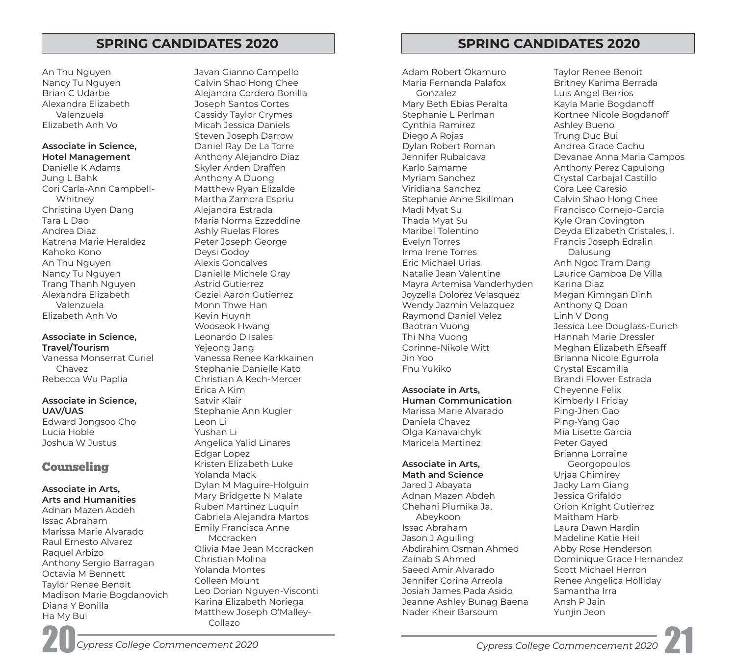## SPRING CANDIDATES 2020

An Thu Nguyen
Nancy Tu Nguyen
Brian C Udarbe
Alexandra Elizabeth Valenzuela
Elizabeth Anh Vo

**Associate in Science, Hotel Management**

Danielle K Adams
Jung L Bahk
Cori Carla-Ann Campbell-Whitney
Christina Uyen Dang
Tara L Dao
Andrea Diaz
Katrena Marie Heraldez
Kahoko Kono
An Thu Nguyen
Nancy Tu Nguyen
Trang Thanh Nguyen
Alexandra Elizabeth Valenzuela
Elizabeth Anh Vo

**Associate in Science, Travel/Tourism**

Vanessa Monserrat Curiel Chavez
Rebecca Wu Paplia

**Associate in Science, UAV/UAS**

Edward Jongsoo Cho
Lucia Hoble
Joshua W Justus

## Counseling

**Associate in Arts, Arts and Humanities**

Adnan Mazen Abdeh
Issac Abraham
Marissa Marie Alvarado
Raul Ernesto Alvarez
Raquel Arbizo
Anthony Sergio Barragan
Octavia M Bennett
Taylor Renee Benoit
Madison Marie Bogdanovich
Diana Y Bonilla
Ha My Bui
Javan Gianno Campello
Calvin Shao Hong Chee
Alejandra Cordero Bonilla
Joseph Santos Cortes
Cassidy Taylor Crymes
Micah Jessica Daniels
Steven Joseph Darrow
Daniel Ray De La Torre
Anthony Alejandro Diaz
Skyler Arden Draffen
Anthony A Duong
Matthew Ryan Elizalde
Martha Zamora Espriu
Alejandra Estrada
Maria Norma Ezzeddine
Ashly Ruelas Flores
Peter Joseph George
Deysi Godoy
Alexis Goncalves
Danielle Michele Gray
Astrid Gutierrez
Geziel Aaron Gutierrez
Monn Thwe Han
Kevin Huynh
Wooseok Hwang
Leonardo D Isales
Yejeong Jang
Vanessa Renee Karkkainen
Stephanie Danielle Kato
Christian A Kech-Mercer
Erica A Kim
Satvir Klair
Stephanie Ann Kugler
Leon Li
Yushan Li
Angelica Yalid Linares
Edgar Lopez
Kristen Elizabeth Luke
Yolanda Mack
Dylan M Maguire-Holguin
Mary Bridgette N Malate
Ruben Martinez Luquin
Gabriela Alejandra Martos
Emily Francisca Anne Mccracken
Olivia Mae Jean Mccracken
Christian Molina
Yolanda Montes
Colleen Mount
Leo Dorian Nguyen-Visconti
Karina Elizabeth Noriega
Matthew Joseph O'Malley-Collazo

## SPRING CANDIDATES 2020

Adam Robert Okamuro
Maria Fernanda Palafox Gonzalez
Mary Beth Ebias Peralta
Stephanie L Perlman
Cynthia Ramirez
Diego A Rojas
Dylan Robert Roman
Jennifer Rubalcava
Karlo Samame
Myriam Sanchez
Viridiana Sanchez
Stephanie Anne Skillman
Madi Myat Su
Thada Myat Su
Maribel Tolentino
Evelyn Torres
Irma Irene Torres
Eric Michael Urias
Natalie Jean Valentine
Mayra Artemisa Vanderhyden
Joyzella Dolorez Velasquez
Wendy Jazmin Velazquez
Raymond Daniel Velez
Baotran Vuong
Thi Nha Vuong
Corinne-Nikole Witt
Jin Yoo
Fnu Yukiko

**Associate in Arts, Human Communication**

Marissa Marie Alvarado
Daniela Chavez
Olga Kanavalchyk
Maricela Martinez

**Associate in Arts, Math and Science**

Jared J Abayata
Adnan Mazen Abdeh
Chehani Piumika Ja, Abeykoon
Issac Abraham
Jason J Aguiling
Abdirahim Osman Ahmed
Zainab S Ahmed
Saeed Amir Alvarado
Jennifer Corina Arreola
Josiah James Pada Asido
Jeanne Ashley Bunag Baena
Nader Kheir Barsoum
Taylor Renee Benoit
Britney Karima Berrada
Luis Angel Berrios
Kayla Marie Bogdanoff
Kortnee Nicole Bogdanoff
Ashley Bueno
Trung Duc Bui
Andrea Grace Cachu
Devanae Anna Maria Campos
Anthony Perez Capulong
Crystal Carbajal Castillo
Cora Lee Caresio
Calvin Shao Hong Chee
Francisco Cornejo-Garcia
Kyle Oran Covington
Deyda Elizabeth Cristales, I.
Francis Joseph Edralin Dalusung
Anh Ngoc Tram Dang
Laurice Gamboa De Villa
Karina Diaz
Megan Kimngan Dinh
Anthony Q Doan
Linh V Dong
Jessica Lee Douglass-Eurich
Hannah Marie Dressler
Meghan Elizabeth Efseaff
Brianna Nicole Egurrola
Crystal Escamilla
Brandi Flower Estrada
Cheyenne Felix
Kimberly I Friday
Ping-Jhen Gao
Ping-Yang Gao
Mia Lisette Garcia
Peter Gayed
Brianna Lorraine Georgopoulos
Urjaa Ghimirey
Jacky Lam Giang
Jessica Grifaldo
Orion Knight Gutierrez
Maitham Harb
Laura Dawn Hardin
Madeline Katie Heil
Abby Rose Henderson
Dominique Grace Hernandez
Scott Michael Herron
Renee Angelica Holliday
Samantha Irra
Ansh P Jain
Yunjin Jeon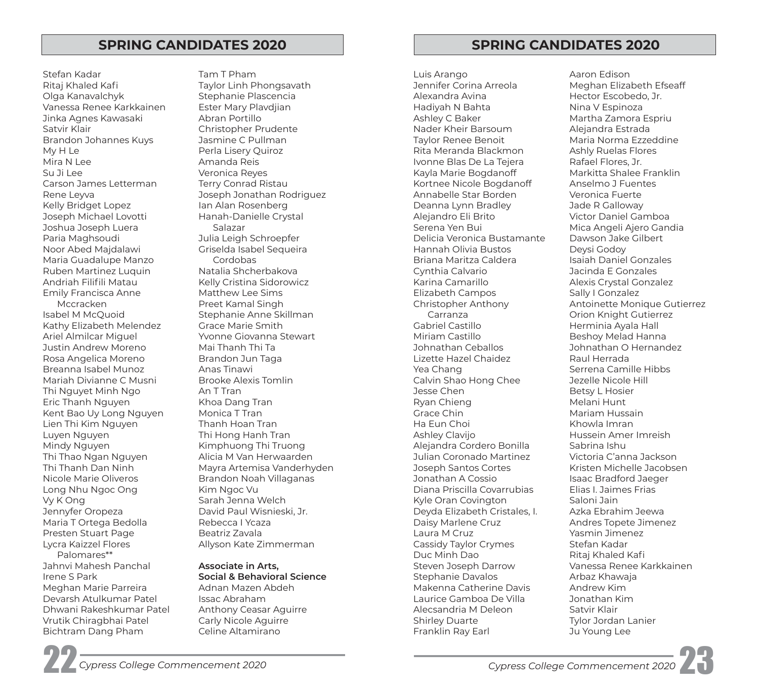## SPRING CANDIDATES 2020

Stefan Kadar
Ritaj Khaled Kafi
Olga Kanavalchyk
Vanessa Renee Karkkainen
Jinka Agnes Kawasaki
Satvir Klair
Brandon Johannes Kuys
My H Le
Mira N Lee
Su Ji Lee
Carson James Letterman
Rene Leyva
Kelly Bridget Lopez
Joseph Michael Lovotti
Joshua Joseph Luera
Paria Maghsoudi
Noor Abed Majdalawi
Maria Guadalupe Manzo
Ruben Martinez Luquin
Andriah Filifili Matau
Emily Francisca Anne Mccracken
Isabel M McQuoid
Kathy Elizabeth Melendez
Ariel Almilcar Miguel
Justin Andrew Moreno
Rosa Angelica Moreno
Breanna Isabel Munoz
Mariah Divianne C Musni
Thi Nguyet Minh Ngo
Eric Thanh Nguyen
Kent Bao Uy Long Nguyen
Lien Thi Kim Nguyen
Luyen Nguyen
Mindy Nguyen
Thi Thao Ngan Nguyen
Thi Thanh Dan Ninh
Nicole Marie Oliveros
Long Nhu Ngoc Ong
Vy K Ong
Jennyfer Oropeza
Maria T Ortega Bedolla
Presten Stuart Page
Lycra Kaizzel Flores Palomares**
Jahnvi Mahesh Panchal
Irene S Park
Meghan Marie Parreira
Devarsh Atulkumar Patel
Dhwani Rakeshkumar Patel
Vrutik Chiragbhai Patel
Bichtram Dang Pham
Tam T Pham
Taylor Linh Phongsavath
Stephanie Plascencia
Ester Mary Plavdjian
Abran Portillo
Christopher Prudente
Jasmine C Pullman
Perla Lisery Quiroz
Amanda Reis
Veronica Reyes
Terry Conrad Ristau
Joseph Jonathan Rodriguez
Ian Alan Rosenberg
Hanah-Danielle Crystal Salazar
Julia Leigh Schroepfer
Griselda Isabel Sequeira Cordobas
Natalia Shcherbakova
Kelly Cristina Sidorowicz
Matthew Lee Sims
Preet Kamal Singh
Stephanie Anne Skillman
Grace Marie Smith
Yvonne Giovanna Stewart
Mai Thanh Thi Ta
Brandon Jun Taga
Anas Tinawi
Brooke Alexis Tomlin
An T Tran
Khoa Dang Tran
Monica T Tran
Thanh Hoan Tran
Thi Hong Hanh Tran
Kimphuong Thi Truong
Alicia M Van Herwaarden
Mayra Artemisa Vanderhyden
Brandon Noah Villaganas
Kim Ngoc Vu
Sarah Jenna Welch
David Paul Wisnieski, Jr.
Rebecca I Ycaza
Beatriz Zavala
Allyson Kate Zimmerman

**Associate in Arts, Social & Behavioral Science**

Adnan Mazen Abdeh
Issac Abraham
Anthony Ceasar Aguirre
Carly Nicole Aguirre
Celine Altamirano

## SPRING CANDIDATES 2020

Luis Arango
Jennifer Corina Arreola
Alexandra Avina
Hadiyah N Bahta
Ashley C Baker
Nader Kheir Barsoum
Taylor Renee Benoit
Rita Meranda Blackmon
Ivonne Blas De La Tejera
Kayla Marie Bogdanoff
Kortnee Nicole Bogdanoff
Annabelle Star Borden
Deanna Lynn Bradley
Alejandro Eli Brito
Serena Yen Bui
Delicia Veronica Bustamante
Hannah Olivia Bustos
Briana Maritza Caldera
Cynthia Calvario
Karina Camarillo
Elizabeth Campos
Christopher Anthony Carranza
Gabriel Castillo
Miriam Castillo
Johnathan Ceballos
Lizette Hazel Chaidez
Yea Chang
Calvin Shao Hong Chee
Jesse Chen
Ryan Chieng
Grace Chin
Ha Eun Choi
Ashley Clavijo
Alejandra Cordero Bonilla
Julian Coronado Martinez
Joseph Santos Cortes
Jonathan A Cossio
Diana Priscilla Covarrubias
Kyle Oran Covington
Deyda Elizabeth Cristales, I.
Daisy Marlene Cruz
Laura M Cruz
Cassidy Taylor Crymes
Duc Minh Dao
Steven Joseph Darrow
Stephanie Davalos
Makenna Catherine Davis
Laurice Gamboa De Villa
Alecsandria M Deleon
Shirley Duarte
Franklin Ray Earl
Aaron Edison
Meghan Elizabeth Efseaff
Hector Escobedo, Jr.
Nina V Espinoza
Martha Zamora Espriu
Alejandra Estrada
Maria Norma Ezzeddine
Ashly Ruelas Flores
Rafael Flores, Jr.
Markitta Shalee Franklin
Anselmo J Fuentes
Veronica Fuerte
Jade R Galloway
Victor Daniel Gamboa
Mica Angeli Ajero Gandia
Dawson Jake Gilbert
Deysi Godoy
Isaiah Daniel Gonzales
Jacinda E Gonzales
Alexis Crystal Gonzalez
Sally I Gonzalez
Antoinette Monique Gutierrez
Orion Knight Gutierrez
Herminia Ayala Hall
Beshoy Melad Hanna
Johnathan O Hernandez
Raul Herrada
Serrena Camille Hibbs
Jezelle Nicole Hill
Betsy L Hosier
Melani Hunt
Mariam Hussain
Khowla Imran
Hussein Amer Imreish
Sabrina Ishu
Victoria C'anna Jackson
Kristen Michelle Jacobsen
Isaac Bradford Jaeger
Elias I. Jaimes Frias
Saloni Jain
Azka Ebrahim Jeewa
Andres Topete Jimenez
Yasmin Jimenez
Stefan Kadar
Ritaj Khaled Kafi
Vanessa Renee Karkkainen
Arbaz Khawaja
Andrew Kim
Jonathan Kim
Satvir Klair
Tylor Jordan Lanier
Ju Young Lee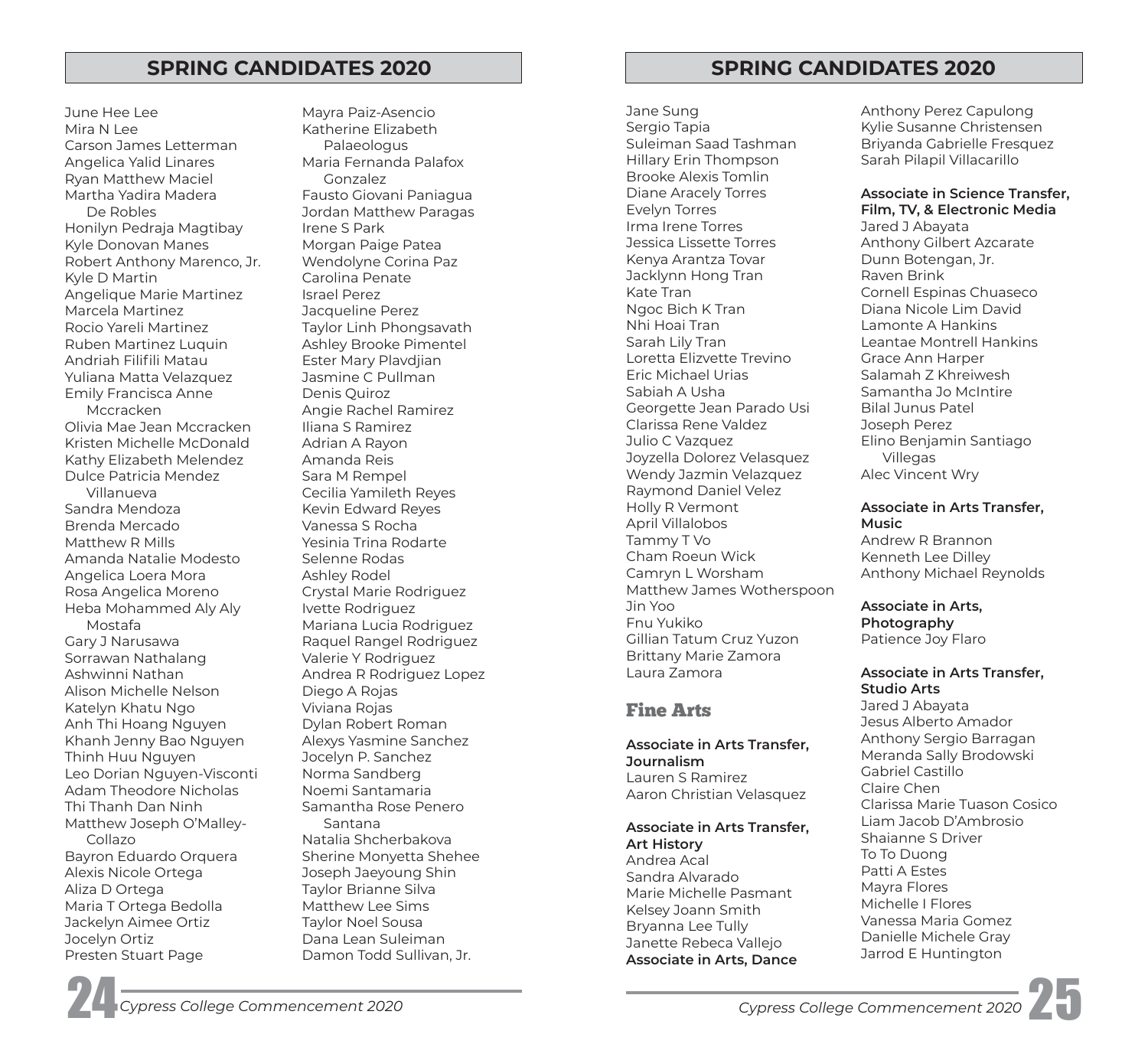## SPRING CANDIDATES 2020

June Hee Lee
Mira N Lee
Carson James Letterman
Angelica Yalid Linares
Ryan Matthew Maciel
Martha Yadira Madera De Robles
Honilyn Pedraja Magtibay
Kyle Donovan Manes
Robert Anthony Marenco, Jr.
Kyle D Martin
Angelique Marie Martinez
Marcela Martinez
Rocio Yareli Martinez
Ruben Martinez Luquin
Andriah Filifili Matau
Yuliana Matta Velazquez
Emily Francisca Anne Mccracken
Olivia Mae Jean Mccracken
Kristen Michelle McDonald
Kathy Elizabeth Melendez
Dulce Patricia Mendez Villanueva
Sandra Mendoza
Brenda Mercado
Matthew R Mills
Amanda Natalie Modesto
Angelica Loera Mora
Rosa Angelica Moreno
Heba Mohammed Aly Aly Mostafa
Gary J Narusawa
Sorrawan Nathalang
Ashwinni Nathan
Alison Michelle Nelson
Katelyn Khatu Ngo
Anh Thi Hoang Nguyen
Khanh Jenny Bao Nguyen
Thinh Huu Nguyen
Leo Dorian Nguyen-Visconti
Adam Theodore Nicholas
Thi Thanh Dan Ninh
Matthew Joseph O'Malley-Collazo
Bayron Eduardo Orquera
Alexis Nicole Ortega
Aliza D Ortega
Maria T Ortega Bedolla
Jackelyn Aimee Ortiz
Jocelyn Ortiz
Presten Stuart Page
Mayra Paiz-Asencio
Katherine Elizabeth Palaeologus
Maria Fernanda Palafox Gonzalez
Fausto Giovani Paniagua
Jordan Matthew Paragas
Irene S Park
Morgan Paige Patea
Wendolyne Corina Paz
Carolina Penate
Israel Perez
Jacqueline Perez
Taylor Linh Phongsavath
Ashley Brooke Pimentel
Ester Mary Plavdjian
Jasmine C Pullman
Denis Quiroz
Angie Rachel Ramirez
Iliana S Ramirez
Adrian A Rayon
Amanda Reis
Sara M Rempel
Cecilia Yamileth Reyes
Kevin Edward Reyes
Vanessa S Rocha
Yesinia Trina Rodarte
Selenne Rodas
Ashley Rodel
Crystal Marie Rodriguez
Ivette Rodriguez
Mariana Lucia Rodriguez
Raquel Rangel Rodriguez
Valerie Y Rodriguez
Andrea R Rodriguez Lopez
Diego A Rojas
Viviana Rojas
Dylan Robert Roman
Alexys Yasmine Sanchez
Jocelyn P. Sanchez
Norma Sandberg
Noemi Santamaria
Samantha Rose Penero Santana
Natalia Shcherbakova
Sherine Monyetta Shehee
Joseph Jaeyoung Shin
Taylor Brianne Silva
Matthew Lee Sims
Taylor Noel Sousa
Dana Lean Suleiman
Damon Todd Sullivan, Jr.

## SPRING CANDIDATES 2020

Jane Sung
Sergio Tapia
Suleiman Saad Tashman
Hillary Erin Thompson
Brooke Alexis Tomlin
Diane Aracely Torres
Evelyn Torres
Irma Irene Torres
Jessica Lissette Torres
Kenya Arantza Tovar
Jacklynn Hong Tran
Kate Tran
Ngoc Bich K Tran
Nhi Hoai Tran
Sarah Lily Tran
Loretta Elizvette Trevino
Eric Michael Urias
Sabiah A Usha
Georgette Jean Parado Usi
Clarissa Rene Valdez
Julio C Vazquez
Joyzella Dolorez Velasquez
Wendy Jazmin Velazquez
Raymond Daniel Velez
Holly R Vermont
April Villalobos
Tammy T Vo
Cham Roeun Wick
Camryn L Worsham
Matthew James Wotherspoon
Jin Yoo
Fnu Yukiko
Gillian Tatum Cruz Yuzon
Brittany Marie Zamora
Laura Zamora

### Fine Arts

**Associate in Arts Transfer, Journalism**
Lauren S Ramirez
Aaron Christian Velasquez

**Associate in Arts Transfer, Art History**
Andrea Acal
Sandra Alvarado
Marie Michelle Pasmant
Kelsey Joann Smith
Bryanna Lee Tully
Janette Rebeca Vallejo

**Associate in Arts, Dance**
Anthony Perez Capulong
Kylie Susanne Christensen
Briyanda Gabrielle Fresquez
Sarah Pilapil Villacarillo

**Associate in Science Transfer, Film, TV, & Electronic Media**
Jared J Abayata
Anthony Gilbert Azcarate
Dunn Botengan, Jr.
Raven Brink
Cornell Espinas Chuaseco
Diana Nicole Lim David
Lamonte A Hankins
Leantae Montrell Hankins
Grace Ann Harper
Salamah Z Khreiwesh
Samantha Jo McIntire
Bilal Junus Patel
Joseph Perez
Elino Benjamin Santiago Villegas
Alec Vincent Wry

**Associate in Arts Transfer, Music**
Andrew R Brannon
Kenneth Lee Dilley
Anthony Michael Reynolds

**Associate in Arts, Photography**
Patience Joy Flaro

**Associate in Arts Transfer, Studio Arts**
Jared J Abayata
Jesus Alberto Amador
Anthony Sergio Barragan
Meranda Sally Brodowski
Gabriel Castillo
Claire Chen
Clarissa Marie Tuason Cosico
Liam Jacob D'Ambrosio
Shaianne S Driver
To To Duong
Patti A Estes
Mayra Flores
Michelle I Flores
Vanessa Maria Gomez
Danielle Michele Gray
Jarrod E Huntington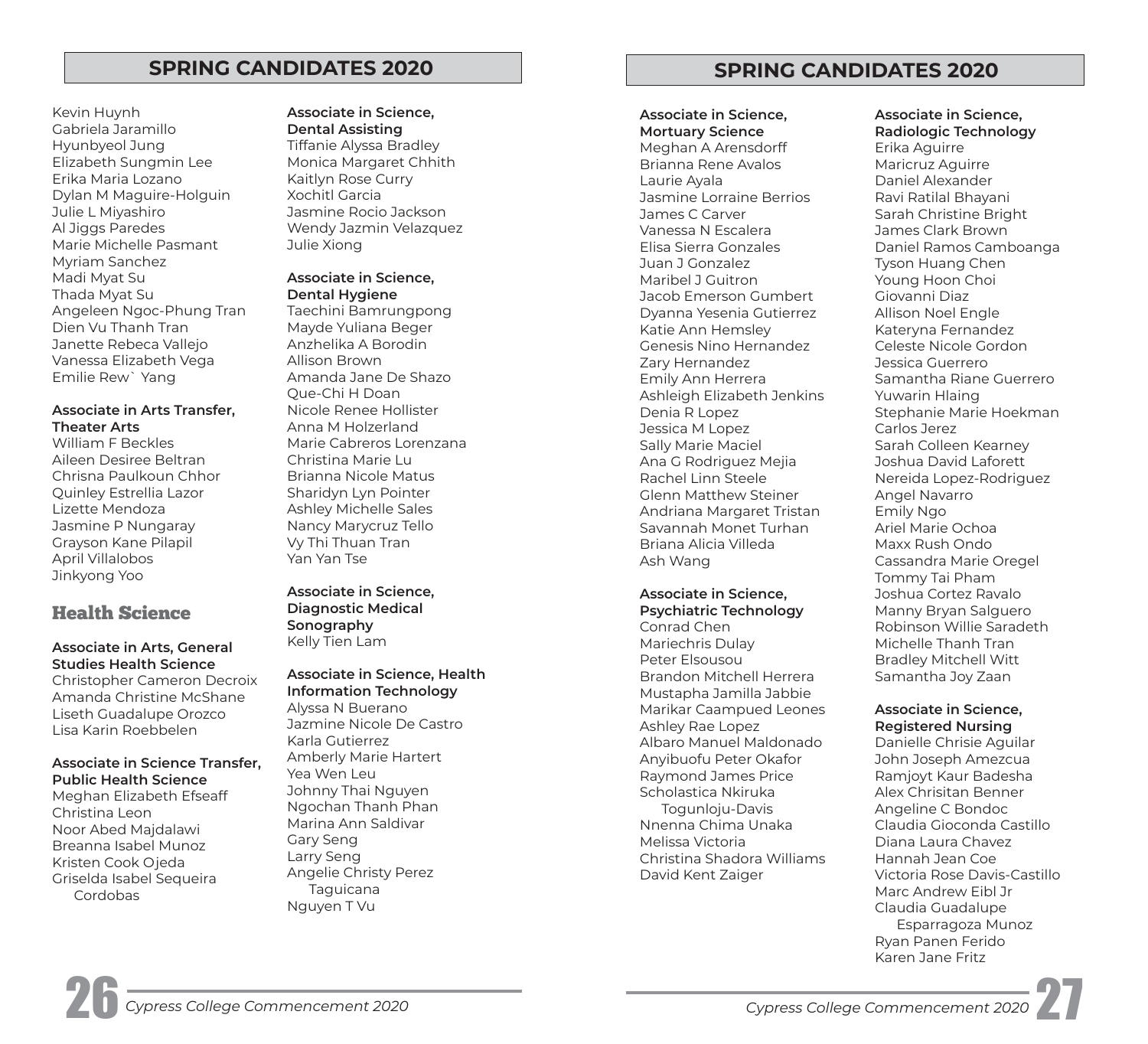## SPRING CANDIDATES 2020

Kevin Huynh
Gabriela Jaramillo
Hyunbyeol Jung
Elizabeth Sungmin Lee
Erika Maria Lozano
Dylan M Maguire-Holguin
Julie L Miyashiro
Al Jiggs Paredes
Marie Michelle Pasmant
Myriam Sanchez
Madi Myat Su
Thada Myat Su
Angeleen Ngoc-Phung Tran
Dien Vu Thanh Tran
Janette Rebeca Vallejo
Vanessa Elizabeth Vega
Emilie Rew` Yang

**Associate in Arts Transfer, Theater Arts**
William F Beckles
Aileen Desiree Beltran
Chrisna Paulkoun Chhor
Quinley Estrellia Lazor
Lizette Mendoza
Jasmine P Nungaray
Grayson Kane Pilapil
April Villalobos
Jinkyong Yoo

### Health Science

**Associate in Arts, General Studies Health Science**
Christopher Cameron Decroix
Amanda Christine McShane
Liseth Guadalupe Orozco
Lisa Karin Roebbelen

**Associate in Science Transfer, Public Health Science**
Meghan Elizabeth Efseaff
Christina Leon
Noor Abed Majdalawi
Breanna Isabel Munoz
Kristen Cook Ojeda
Griselda Isabel Sequeira Cordobas

**Associate in Science, Dental Assisting**
Tiffanie Alyssa Bradley
Monica Margaret Chhith
Kaitlyn Rose Curry
Xochitl Garcia
Jasmine Rocio Jackson
Wendy Jazmin Velazquez
Julie Xiong

**Associate in Science, Dental Hygiene**
Taechini Bamrungpong
Mayde Yuliana Beger
Anzhelika A Borodin
Allison Brown
Amanda Jane De Shazo
Que-Chi H Doan
Nicole Renee Hollister
Anna M Holzerland
Marie Cabreros Lorenzana
Christina Marie Lu
Brianna Nicole Matus
Sharidyn Lyn Pointer
Ashley Michelle Sales
Nancy Marycruz Tello
Vy Thi Thuan Tran
Yan Yan Tse

**Associate in Science, Diagnostic Medical Sonography**
Kelly Tien Lam

**Associate in Science, Health Information Technology**
Alyssa N Buerano
Jazmine Nicole De Castro
Karla Gutierrez
Amberly Marie Hartert
Yea Wen Leu
Johnny Thai Nguyen
Ngochan Thanh Phan
Marina Ann Saldivar
Gary Seng
Larry Seng
Angelie Christy Perez Taguicana
Nguyen T Vu

## SPRING CANDIDATES 2020

**Associate in Science, Mortuary Science**
Meghan A Arensdorff
Brianna Rene Avalos
Laurie Ayala
Jasmine Lorraine Berrios
James C Carver
Vanessa N Escalera
Elisa Sierra Gonzales
Juan J Gonzalez
Maribel J Guitron
Jacob Emerson Gumbert
Dyanna Yesenia Gutierrez
Katie Ann Hemsley
Genesis Nino Hernandez
Zary Hernandez
Emily Ann Herrera
Ashleigh Elizabeth Jenkins
Denia R Lopez
Jessica M Lopez
Sally Marie Maciel
Ana G Rodriguez Mejia
Rachel Linn Steele
Glenn Matthew Steiner
Andriana Margaret Tristan
Savannah Monet Turhan
Briana Alicia Villeda
Ash Wang

**Associate in Science, Psychiatric Technology**
Conrad Chen
Mariechris Dulay
Peter Elsousou
Brandon Mitchell Herrera
Mustapha Jamilla Jabbie
Marikar Caampued Leones
Ashley Rae Lopez
Albaro Manuel Maldonado
Anyibuofu Peter Okafor
Raymond James Price
Scholastica Nkiruka Togunloju-Davis
Nnenna Chima Unaka
Melissa Victoria
Christina Shadora Williams
David Kent Zaiger

**Associate in Science, Radiologic Technology**
Erika Aguirre
Maricruz Aguirre
Daniel Alexander
Ravi Ratilal Bhayani
Sarah Christine Bright
James Clark Brown
Daniel Ramos Camboanga
Tyson Huang Chen
Young Hoon Choi
Giovanni Diaz
Allison Noel Engle
Kateryna Fernandez
Celeste Nicole Gordon
Jessica Guerrero
Samantha Riane Guerrero
Yuwarin Hlaing
Stephanie Marie Hoekman
Carlos Jerez
Sarah Colleen Kearney
Joshua David Laforett
Nereida Lopez-Rodriguez
Angel Navarro
Emily Ngo
Ariel Marie Ochoa
Maxx Rush Ondo
Cassandra Marie Oregel
Tommy Tai Pham
Joshua Cortez Ravalo
Manny Bryan Salguero
Robinson Willie Saradeth
Michelle Thanh Tran
Bradley Mitchell Witt
Samantha Joy Zaan

**Associate in Science, Registered Nursing**
Danielle Chrisie Aguilar
John Joseph Amezcua
Ramjoyt Kaur Badesha
Alex Chrisitan Benner
Angeline C Bondoc
Claudia Gioconda Castillo
Diana Laura Chavez
Hannah Jean Coe
Victoria Rose Davis-Castillo
Marc Andrew Eibl Jr
Claudia Guadalupe Esparragoza Munoz
Ryan Panen Ferido
Karen Jane Fritz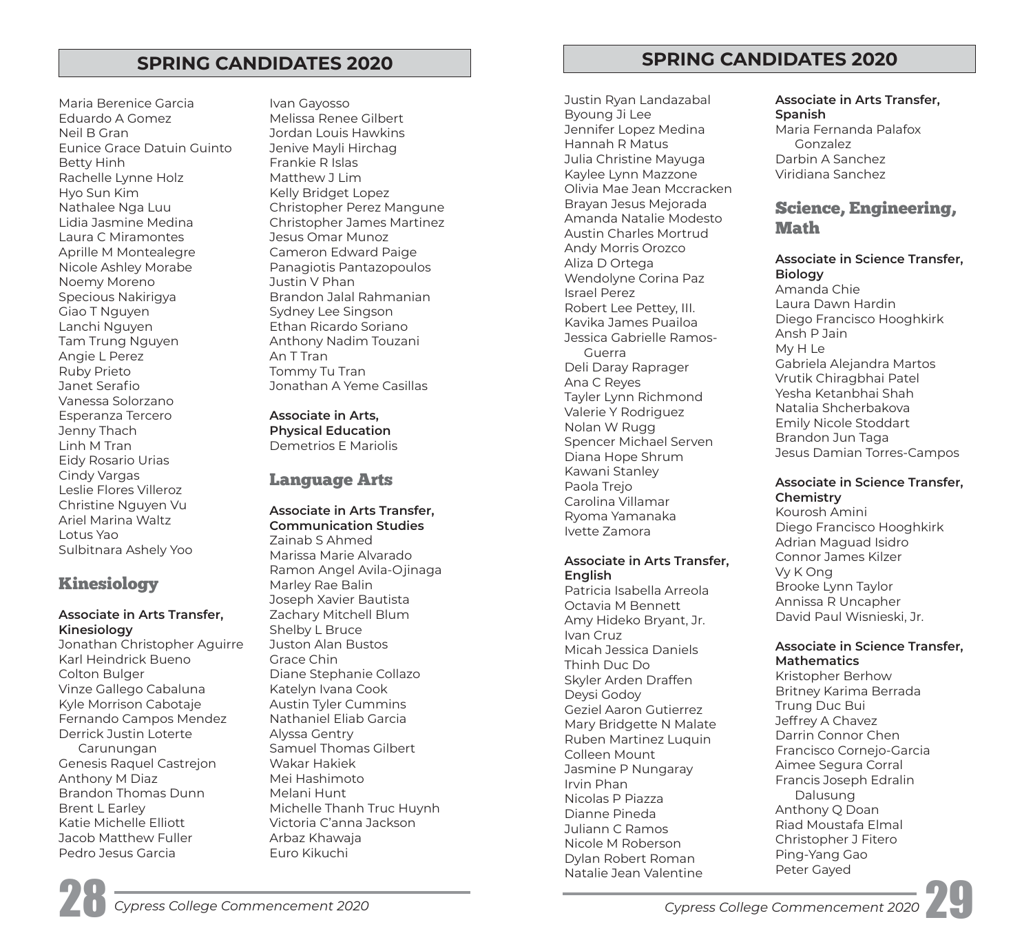## SPRING CANDIDATES 2020

Maria Berenice Garcia
Eduardo A Gomez
Neil B Gran
Eunice Grace Datuin Guinto
Betty Hinh
Rachelle Lynne Holz
Hyo Sun Kim
Nathalee Nga Luu
Lidia Jasmine Medina
Laura C Miramontes
Aprille M Montealegre
Nicole Ashley Morabe
Noemy Moreno
Specious Nakirigya
Giao T Nguyen
Lanchi Nguyen
Tam Trung Nguyen
Angie L Perez
Ruby Prieto
Janet Serafio
Vanessa Solorzano
Esperanza Tercero
Jenny Thach
Linh M Tran
Eidy Rosario Urias
Cindy Vargas
Leslie Flores Villeroz
Christine Nguyen Vu
Ariel Marina Waltz
Lotus Yao
Sulbitnara Ashely Yoo

### Kinesiology

**Associate in Arts Transfer, Kinesiology**
Jonathan Christopher Aguirre
Karl Heindrick Bueno
Colton Bulger
Vinze Gallego Cabaluna
Kyle Morrison Cabotaje
Fernando Campos Mendez
Derrick Justin Loterte Carunungan
Genesis Raquel Castrejon
Anthony M Diaz
Brandon Thomas Dunn
Brent L Earley
Katie Michelle Elliott
Jacob Matthew Fuller
Pedro Jesus Garcia
Ivan Gayosso
Melissa Renee Gilbert
Jordan Louis Hawkins
Jenive Mayli Hirchag
Frankie R Islas
Matthew J Lim
Kelly Bridget Lopez
Christopher Perez Mangune
Christopher James Martinez
Jesus Omar Munoz
Cameron Edward Paige
Panagiotis Pantazopoulos
Justin V Phan
Brandon Jalal Rahmanian
Sydney Lee Singson
Ethan Ricardo Soriano
Anthony Nadim Touzani
An T Tran
Tommy Tu Tran
Jonathan A Yeme Casillas

**Associate in Arts, Physical Education**
Demetrios E Mariolis

### Language Arts

**Associate in Arts Transfer, Communication Studies**
Zainab S Ahmed
Marissa Marie Alvarado
Ramon Angel Avila-Ojinaga
Marley Rae Balin
Joseph Xavier Bautista
Zachary Mitchell Blum
Shelby L Bruce
Juston Alan Bustos
Grace Chin
Diane Stephanie Collazo
Katelyn Ivana Cook
Austin Tyler Cummins
Nathaniel Eliab Garcia
Alyssa Gentry
Samuel Thomas Gilbert
Wakar Hakiek
Mei Hashimoto
Melani Hunt
Michelle Thanh Truc Huynh
Victoria C'anna Jackson
Arbaz Khawaja
Euro Kikuchi
Justin Ryan Landazabal
Byoung Ji Lee
Jennifer Lopez Medina
Hannah R Matus
Julia Christine Mayuga
Kaylee Lynn Mazzone
Olivia Mae Jean Mccracken
Brayan Jesus Mejorada
Amanda Natalie Modesto
Austin Charles Mortrud
Andy Morris Orozco
Aliza D Ortega
Wendolyne Corina Paz
Israel Perez
Robert Lee Pettey, III.
Kavika James Puailoa
Jessica Gabrielle Ramos-Guerra
Deli Daray Raprager
Ana C Reyes
Tayler Lynn Richmond
Valerie Y Rodriguez
Nolan W Rugg
Spencer Michael Serven
Diana Hope Shrum
Kawani Stanley
Paola Trejo
Carolina Villamar
Ryoma Yamanaka
Ivette Zamora

**Associate in Arts Transfer, English**
Patricia Isabella Arreola
Octavia M Bennett
Amy Hideko Bryant, Jr.
Ivan Cruz
Micah Jessica Daniels
Thinh Duc Do
Skyler Arden Draffen
Deysi Godoy
Geziel Aaron Gutierrez
Mary Bridgette N Malate
Ruben Martinez Luquin
Colleen Mount
Jasmine P Nungaray
Irvin Phan
Nicolas P Piazza
Dianne Pineda
Juliann C Ramos
Nicole M Roberson
Dylan Robert Roman
Natalie Jean Valentine

**Associate in Arts Transfer, Spanish**
Maria Fernanda Palafox Gonzalez
Darbin A Sanchez
Viridiana Sanchez

### Science, Engineering, Math

**Associate in Science Transfer, Biology**
Amanda Chie
Laura Dawn Hardin
Diego Francisco Hooghkirk
Ansh P Jain
My H Le
Gabriela Alejandra Martos
Vrutik Chiragbhai Patel
Yesha Ketanbhai Shah
Natalia Shcherbakova
Emily Nicole Stoddart
Brandon Jun Taga
Jesus Damian Torres-Campos

**Associate in Science Transfer, Chemistry**
Kourosh Amini
Diego Francisco Hooghkirk
Adrian Maguad Isidro
Connor James Kilzer
Vy K Ong
Brooke Lynn Taylor
Annissa R Uncapher
David Paul Wisnieski, Jr.

**Associate in Science Transfer, Mathematics**
Kristopher Berhow
Britney Karima Berrada
Trung Duc Bui
Jeffrey A Chavez
Darrin Connor Chen
Francisco Cornejo-Garcia
Aimee Segura Corral
Francis Joseph Edralin Dalusung
Anthony Q Doan
Riad Moustafa Elmal
Christopher J Fitero
Ping-Yang Gao
Peter Gayed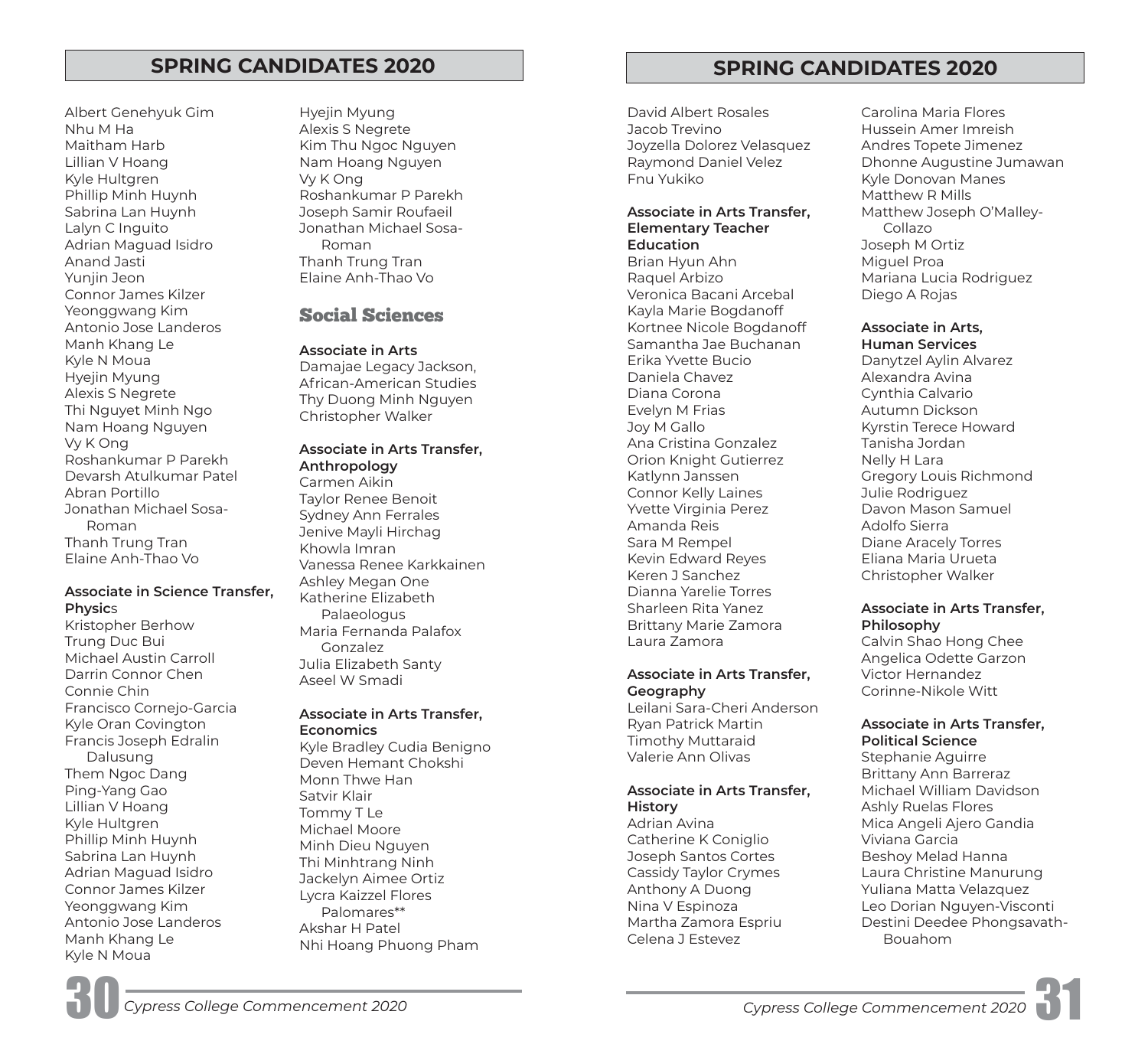## SPRING CANDIDATES 2020

Albert Genehyuk Gim
Nhu M Ha
Maitham Harb
Lillian V Hoang
Kyle Hultgren
Phillip Minh Huynh
Sabrina Lan Huynh
Lalyn C Inguito
Adrian Maguad Isidro
Anand Jasti
Yunjin Jeon
Connor James Kilzer
Yeonggwang Kim
Antonio Jose Landeros
Manh Khang Le
Kyle N Moua
Hyejin Myung
Alexis S Negrete
Thi Nguyet Minh Ngo
Nam Hoang Nguyen
Vy K Ong
Roshankumar P Parekh
Devarsh Atulkumar Patel
Abran Portillo
Jonathan Michael Sosa-Roman
Thanh Trung Tran
Elaine Anh-Thao Vo

**Associate in Science Transfer, Physics**
Kristopher Berhow
Trung Duc Bui
Michael Austin Carroll
Darrin Connor Chen
Connie Chin
Francisco Cornejo-Garcia
Kyle Oran Covington
Francis Joseph Edralin Dalusung
Them Ngoc Dang
Ping-Yang Gao
Lillian V Hoang
Kyle Hultgren
Phillip Minh Huynh
Sabrina Lan Huynh
Adrian Maguad Isidro
Connor James Kilzer
Yeonggwang Kim
Antonio Jose Landeros
Manh Khang Le
Kyle N Moua
Hyejin Myung
Alexis S Negrete
Kim Thu Ngoc Nguyen
Nam Hoang Nguyen
Vy K Ong
Roshankumar P Parekh
Joseph Samir Roufaeil
Jonathan Michael Sosa-Roman
Thanh Trung Tran
Elaine Anh-Thao Vo

### Social Sciences

**Associate in Arts**
Damajae Legacy Jackson, African-American Studies
Thy Duong Minh Nguyen
Christopher Walker

**Associate in Arts Transfer, Anthropology**
Carmen Aikin
Taylor Renee Benoit
Sydney Ann Ferrales
Jenive Mayli Hirchag
Khowla Imran
Vanessa Renee Karkkainen
Ashley Megan One
Katherine Elizabeth Palaeologus
Maria Fernanda Palafox Gonzalez
Julia Elizabeth Santy
Aseel W Smadi

**Associate in Arts Transfer, Economics**
Kyle Bradley Cudia Benigno
Deven Hemant Chokshi
Monn Thwe Han
Satvir Klair
Tommy T Le
Michael Moore
Minh Dieu Nguyen
Thi Minhtrang Ninh
Jackelyn Aimee Ortiz
Lycra Kaizzel Flores Palomares**
Akshar H Patel
Nhi Hoang Phuong Pham

## SPRING CANDIDATES 2020

David Albert Rosales
Jacob Trevino
Joyzella Dolorez Velasquez
Raymond Daniel Velez
Fnu Yukiko

**Associate in Arts Transfer, Elementary Teacher Education**
Brian Hyun Ahn
Raquel Arbizo
Veronica Bacani Arcebal
Kayla Marie Bogdanoff
Kortnee Nicole Bogdanoff
Samantha Jae Buchanan
Erika Yvette Bucio
Daniela Chavez
Diana Corona
Evelyn M Frias
Joy M Gallo
Ana Cristina Gonzalez
Orion Knight Gutierrez
Katlynn Janssen
Connor Kelly Laines
Yvette Virginia Perez
Amanda Reis
Sara M Rempel
Kevin Edward Reyes
Keren J Sanchez
Dianna Yarelie Torres
Sharleen Rita Yanez
Brittany Marie Zamora
Laura Zamora

**Associate in Arts Transfer, Geography**
Leilani Sara-Cheri Anderson
Ryan Patrick Martin
Timothy Muttaraid
Valerie Ann Olivas

**Associate in Arts Transfer, History**
Adrian Avina
Catherine K Coniglio
Joseph Santos Cortes
Cassidy Taylor Crymes
Anthony A Duong
Nina V Espinoza
Martha Zamora Espriu
Celena J Estevez
Carolina Maria Flores
Hussein Amer Imreish
Andres Topete Jimenez
Dhonne Augustine Jumawan
Kyle Donovan Manes
Matthew R Mills
Matthew Joseph O'Malley-Collazo
Joseph M Ortiz
Miguel Proa
Mariana Lucia Rodriguez
Diego A Rojas

**Associate in Arts, Human Services**
Danytzel Aylin Alvarez
Alexandra Avina
Cynthia Calvario
Autumn Dickson
Kyrstin Terece Howard
Tanisha Jordan
Nelly H Lara
Gregory Louis Richmond
Julie Rodriguez
Davon Mason Samuel
Adolfo Sierra
Diane Aracely Torres
Eliana Maria Urueta
Christopher Walker

**Associate in Arts Transfer, Philosophy**
Calvin Shao Hong Chee
Angelica Odette Garzon
Victor Hernandez
Corinne-Nikole Witt

**Associate in Arts Transfer, Political Science**
Stephanie Aguirre
Brittany Ann Barreraz
Michael William Davidson
Ashly Ruelas Flores
Mica Angeli Ajero Gandia
Viviana Garcia
Beshoy Melad Hanna
Laura Christine Manurung
Yuliana Matta Velazquez
Leo Dorian Nguyen-Visconti
Destini Deedee Phongsavath-Bouahom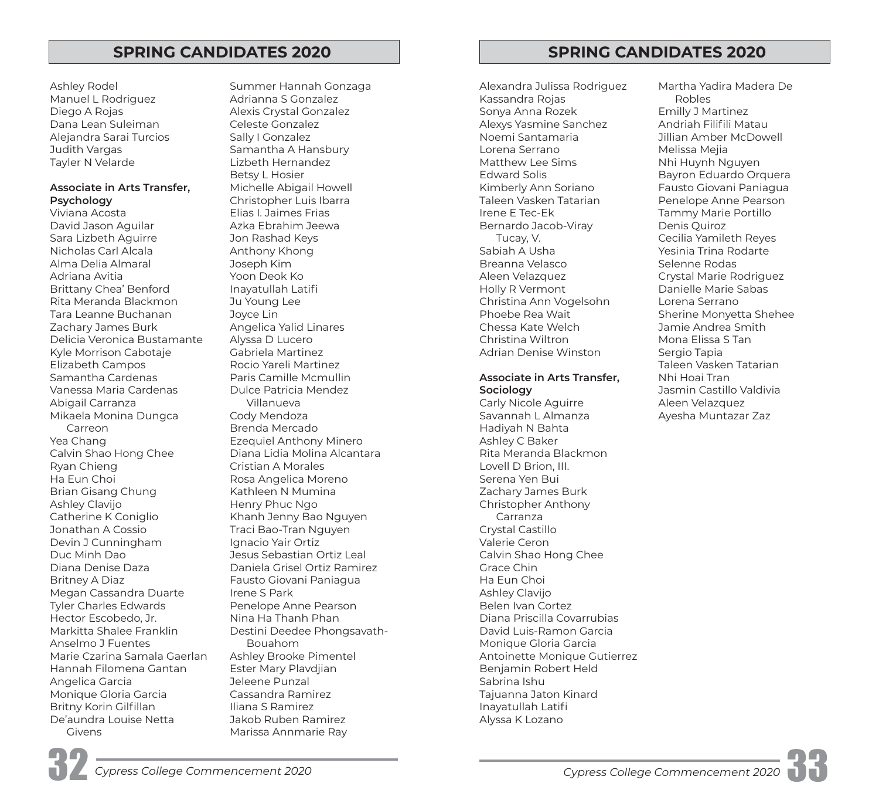## SPRING CANDIDATES 2020

Ashley Rodel
Manuel L Rodriguez
Diego A Rojas
Dana Lean Suleiman
Alejandra Sarai Turcios
Judith Vargas
Tayler N Velarde

**Associate in Arts Transfer, Psychology**

Viviana Acosta
David Jason Aguilar
Sara Lizbeth Aguirre
Nicholas Carl Alcala
Alma Delia Almaral
Adriana Avitia
Brittany Chea' Benford
Rita Meranda Blackmon
Tara Leanne Buchanan
Zachary James Burk
Delicia Veronica Bustamante
Kyle Morrison Cabotaje
Elizabeth Campos
Samantha Cardenas
Vanessa Maria Cardenas
Abigail Carranza
Mikaela Monina Dungca Carreon
Yea Chang
Calvin Shao Hong Chee
Ryan Chieng
Ha Eun Choi
Brian Gisang Chung
Ashley Clavijo
Catherine K Coniglio
Jonathan A Cossio
Devin J Cunningham
Duc Minh Dao
Diana Denise Daza
Britney A Diaz
Megan Cassandra Duarte
Tyler Charles Edwards
Hector Escobedo, Jr.
Markitta Shalee Franklin
Anselmo J Fuentes
Marie Czarina Samala Gaerlan
Hannah Filomena Gantan
Angelica Garcia
Monique Gloria Garcia
Britny Korin Gilfillan
De'aundra Louise Netta Givens
Summer Hannah Gonzaga
Adrianna S Gonzalez
Alexis Crystal Gonzalez
Celeste Gonzalez
Sally I Gonzalez
Samantha A Hansbury
Lizbeth Hernandez
Betsy L Hosier
Michelle Abigail Howell
Christopher Luis Ibarra
Elias I. Jaimes Frias
Azka Ebrahim Jeewa
Jon Rashad Keys
Anthony Khong
Joseph Kim
Yoon Deok Ko
Inayatullah Latifi
Ju Young Lee
Joyce Lin
Angelica Yalid Linares
Alyssa D Lucero
Gabriela Martinez
Rocio Yareli Martinez
Paris Camille Mcmullin
Dulce Patricia Mendez Villanueva
Cody Mendoza
Brenda Mercado
Ezequiel Anthony Minero
Diana Lidia Molina Alcantara
Cristian A Morales
Rosa Angelica Moreno
Kathleen N Mumina
Henry Phuc Ngo
Khanh Jenny Bao Nguyen
Traci Bao-Tran Nguyen
Ignacio Yair Ortiz
Jesus Sebastian Ortiz Leal
Daniela Grisel Ortiz Ramirez
Fausto Giovani Paniagua
Irene S Park
Penelope Anne Pearson
Nina Ha Thanh Phan
Destini Deedee Phongsavath-Bouahom
Ashley Brooke Pimentel
Ester Mary Plavdjian
Jeleene Punzal
Cassandra Ramirez
Iliana S Ramirez
Jakob Ruben Ramirez
Marissa Annmarie Ray
Alexandra Julissa Rodriguez
Kassandra Rojas
Sonya Anna Rozek
Alexys Yasmine Sanchez
Noemi Santamaria
Lorena Serrano
Matthew Lee Sims
Edward Solis
Kimberly Ann Soriano
Taleen Vasken Tatarian
Irene E Tec-Ek
Bernardo Jacob-Viray Tucay, V.
Sabiah A Usha
Breanna Velasco
Aleen Velazquez
Holly R Vermont
Christina Ann Vogelsohn
Phoebe Rea Wait
Chessa Kate Welch
Christina Wiltron
Adrian Denise Winston

**Associate in Arts Transfer, Sociology**

Carly Nicole Aguirre
Savannah L Almanza
Hadiyah N Bahta
Ashley C Baker
Rita Meranda Blackmon
Lovell D Brion, III.
Serena Yen Bui
Zachary James Burk
Christopher Anthony Carranza
Crystal Castillo
Valerie Ceron
Calvin Shao Hong Chee
Grace Chin
Ha Eun Choi
Ashley Clavijo
Belen Ivan Cortez
Diana Priscilla Covarrubias
David Luis-Ramon Garcia
Monique Gloria Garcia
Antoinette Monique Gutierrez
Benjamin Robert Held
Sabrina Ishu
Tajuanna Jaton Kinard
Inayatullah Latifi
Alyssa K Lozano
Martha Yadira Madera De Robles
Emilly J Martinez
Andriah Filifili Matau
Jillian Amber McDowell
Melissa Mejia
Nhi Huynh Nguyen
Bayron Eduardo Orquera
Fausto Giovani Paniagua
Penelope Anne Pearson
Tammy Marie Portillo
Denis Quiroz
Cecilia Yamileth Reyes
Yesinia Trina Rodarte
Selenne Rodas
Crystal Marie Rodriguez
Danielle Marie Sabas
Lorena Serrano
Sherine Monyetta Shehee
Jamie Andrea Smith
Mona Elissa S Tan
Sergio Tapia
Taleen Vasken Tatarian
Nhi Hoai Tran
Jasmin Castillo Valdivia
Aleen Velazquez
Ayesha Muntazar Zaz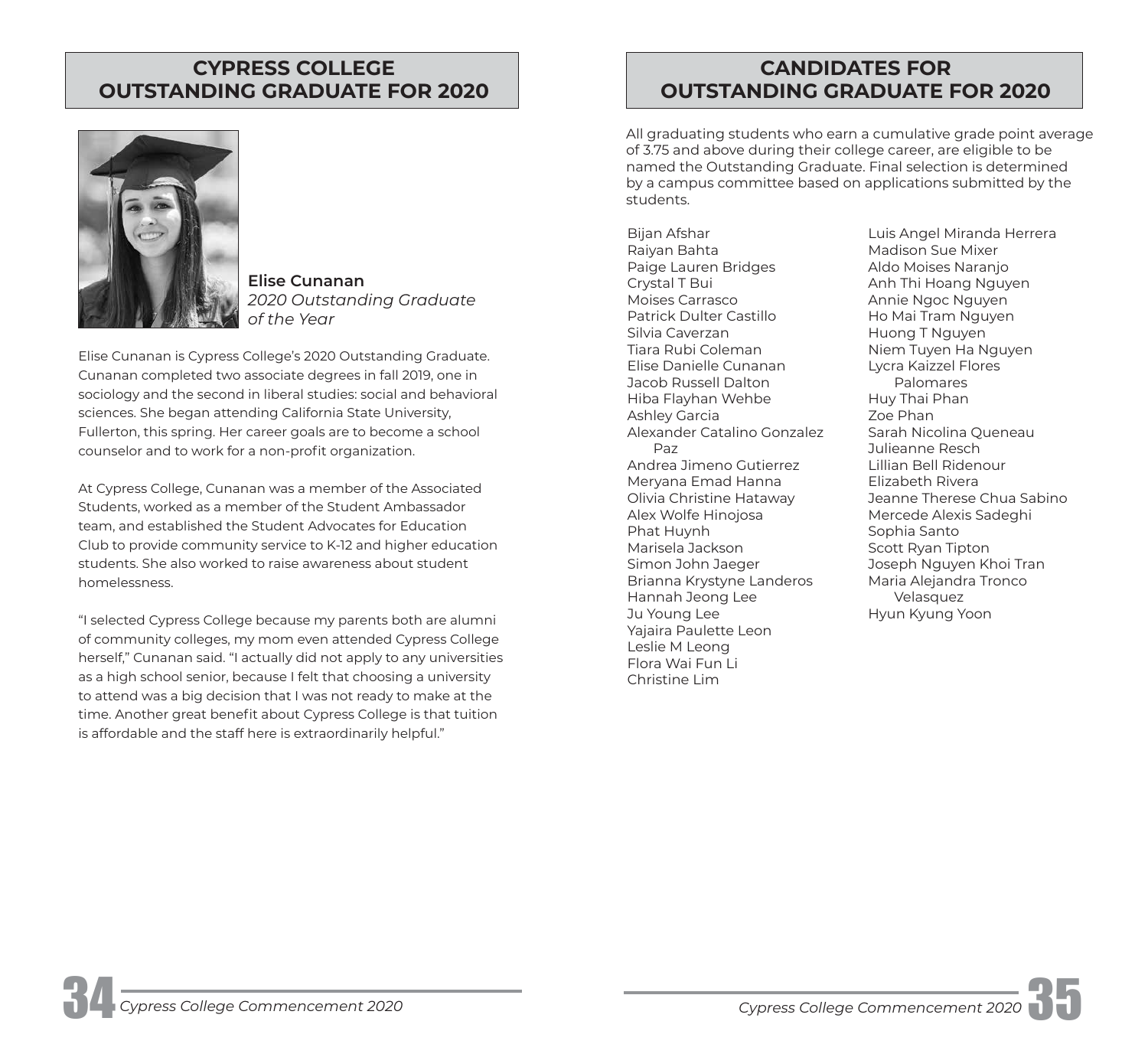## CYPRESS COLLEGE OUTSTANDING GRADUATE FOR 2020

**Elise Cunanan**
*2020 Outstanding Graduate of the Year*

Elise Cunanan is Cypress College's 2020 Outstanding Graduate. Cunanan completed two associate degrees in fall 2019, one in sociology and the second in liberal studies: social and behavioral sciences. She began attending California State University, Fullerton, this spring. Her career goals are to become a school counselor and to work for a non-profit organization.

At Cypress College, Cunanan was a member of the Associated Students, worked as a member of the Student Ambassador team, and established the Student Advocates for Education Club to provide community service to K-12 and higher education students. She also worked to raise awareness about student homelessness.

"I selected Cypress College because my parents both are alumni of community colleges, my mom even attended Cypress College herself," Cunanan said. "I actually did not apply to any universities as a high school senior, because I felt that choosing a university to attend was a big decision that I was not ready to make at the time. Another great benefit about Cypress College is that tuition is affordable and the staff here is extraordinarily helpful."

## CANDIDATES FOR OUTSTANDING GRADUATE FOR 2020

All graduating students who earn a cumulative grade point average of 3.75 and above during their college career, are eligible to be named the Outstanding Graduate. Final selection is determined by a campus committee based on applications submitted by the students.

Bijan Afshar
Raiyan Bahta
Paige Lauren Bridges
Crystal T Bui
Moises Carrasco
Patrick Dulter Castillo
Silvia Caverzan
Tiara Rubi Coleman
Elise Danielle Cunanan
Jacob Russell Dalton
Hiba Flayhan Wehbe
Ashley Garcia
Alexander Catalino Gonzalez Paz
Andrea Jimeno Gutierrez
Meryana Emad Hanna
Olivia Christine Hataway
Alex Wolfe Hinojosa
Phat Huynh
Marisela Jackson
Simon John Jaeger
Brianna Krystyne Landeros
Hannah Jeong Lee
Ju Young Lee
Yajaira Paulette Leon
Leslie M Leong
Flora Wai Fun Li
Christine Lim
Luis Angel Miranda Herrera
Madison Sue Mixer
Aldo Moises Naranjo
Anh Thi Hoang Nguyen
Annie Ngoc Nguyen
Ho Mai Tram Nguyen
Huong T Nguyen
Niem Tuyen Ha Nguyen
Lycra Kaizzel Flores Palomares
Huy Thai Phan
Zoe Phan
Sarah Nicolina Queneau
Julieanne Resch
Lillian Bell Ridenour
Elizabeth Rivera
Jeanne Therese Chua Sabino
Mercede Alexis Sadeghi
Sophia Santo
Scott Ryan Tipton
Joseph Nguyen Khoi Tran
Maria Alejandra Tronco Velasquez
Hyun Kyung Yoon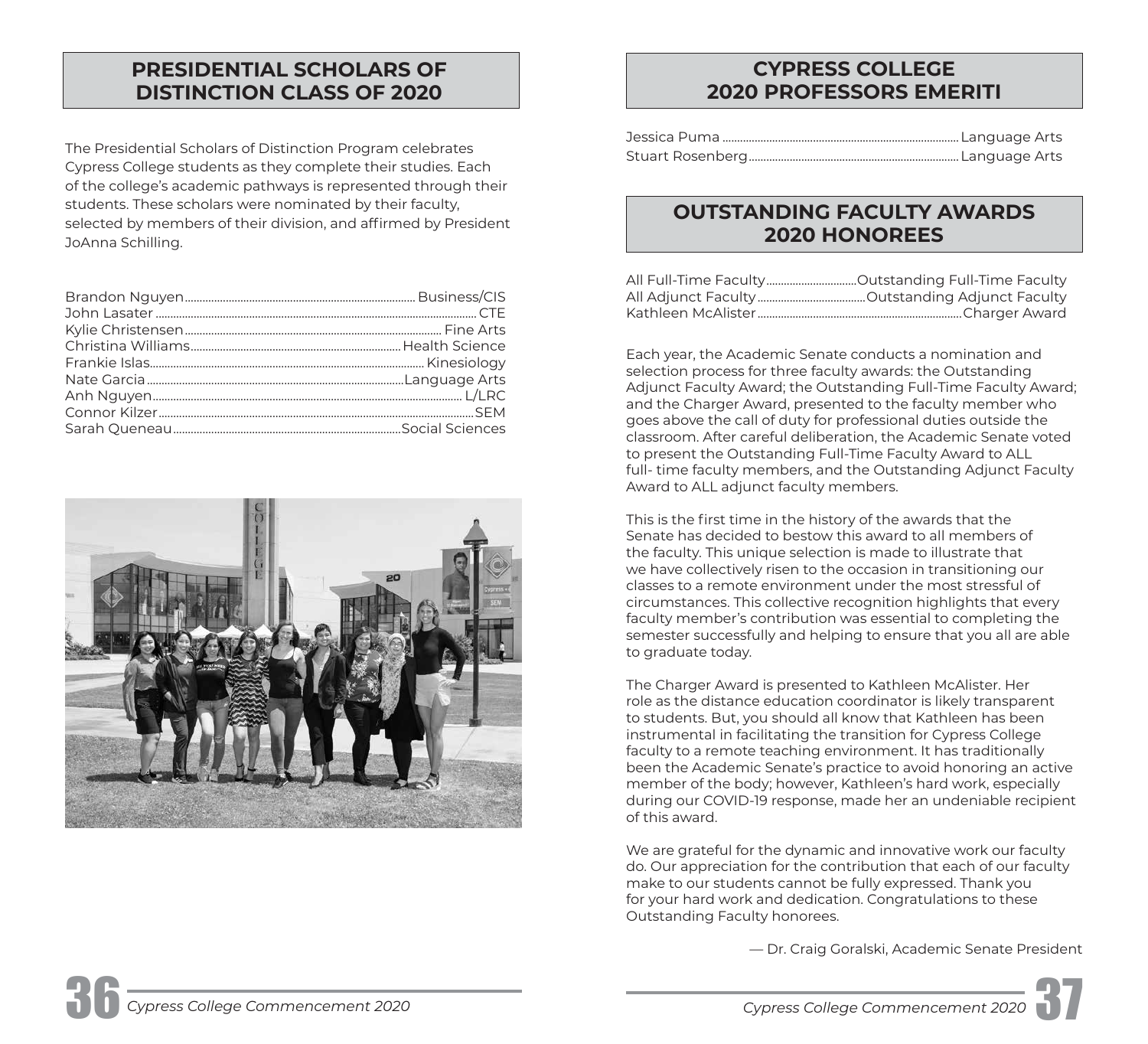## PRESIDENTIAL SCHOLARS OF DISTINCTION CLASS OF 2020

The Presidential Scholars of Distinction Program celebrates Cypress College students as they complete their studies. Each of the college's academic pathways is represented through their students. These scholars were nominated by their faculty, selected by members of their division, and affirmed by President JoAnna Schilling.

| | |
|---|---|
| Brandon Nguyen | Business/CIS |
| John Lasater | CTE |
| Kylie Christensen | Fine Arts |
| Christina Williams | Health Science |
| Frankie Islas | Kinesiology |
| Nate Garcia | Language Arts |
| Anh Nguyen | L/LRC |
| Connor Kilzer | SEM |
| Sarah Queneau | Social Sciences |

## CYPRESS COLLEGE 2020 PROFESSORS EMERITI

| | |
|---|---|
| Jessica Puma | Language Arts |
| Stuart Rosenberg | Language Arts |

## OUTSTANDING FACULTY AWARDS 2020 HONOREES

| | |
|---|---|
| All Full-Time Faculty | Outstanding Full-Time Faculty |
| All Adjunct Faculty | Outstanding Adjunct Faculty |
| Kathleen McAlister | Charger Award |

Each year, the Academic Senate conducts a nomination and selection process for three faculty awards: the Outstanding Adjunct Faculty Award; the Outstanding Full-Time Faculty Award; and the Charger Award, presented to the faculty member who goes above the call of duty for professional duties outside the classroom. After careful deliberation, the Academic Senate voted to present the Outstanding Full-Time Faculty Award to ALL full- time faculty members, and the Outstanding Adjunct Faculty Award to ALL adjunct faculty members.

This is the first time in the history of the awards that the Senate has decided to bestow this award to all members of the faculty. This unique selection is made to illustrate that we have collectively risen to the occasion in transitioning our classes to a remote environment under the most stressful of circumstances. This collective recognition highlights that every faculty member's contribution was essential to completing the semester successfully and helping to ensure that you all are able to graduate today.

The Charger Award is presented to Kathleen McAlister. Her role as the distance education coordinator is likely transparent to students. But, you should all know that Kathleen has been instrumental in facilitating the transition for Cypress College faculty to a remote teaching environment. It has traditionally been the Academic Senate's practice to avoid honoring an active member of the body; however, Kathleen's hard work, especially during our COVID-19 response, made her an undeniable recipient of this award.

We are grateful for the dynamic and innovative work our faculty do. Our appreciation for the contribution that each of our faculty make to our students cannot be fully expressed. Thank you for your hard work and dedication. Congratulations to these Outstanding Faculty honorees.

— Dr. Craig Goralski, Academic Senate President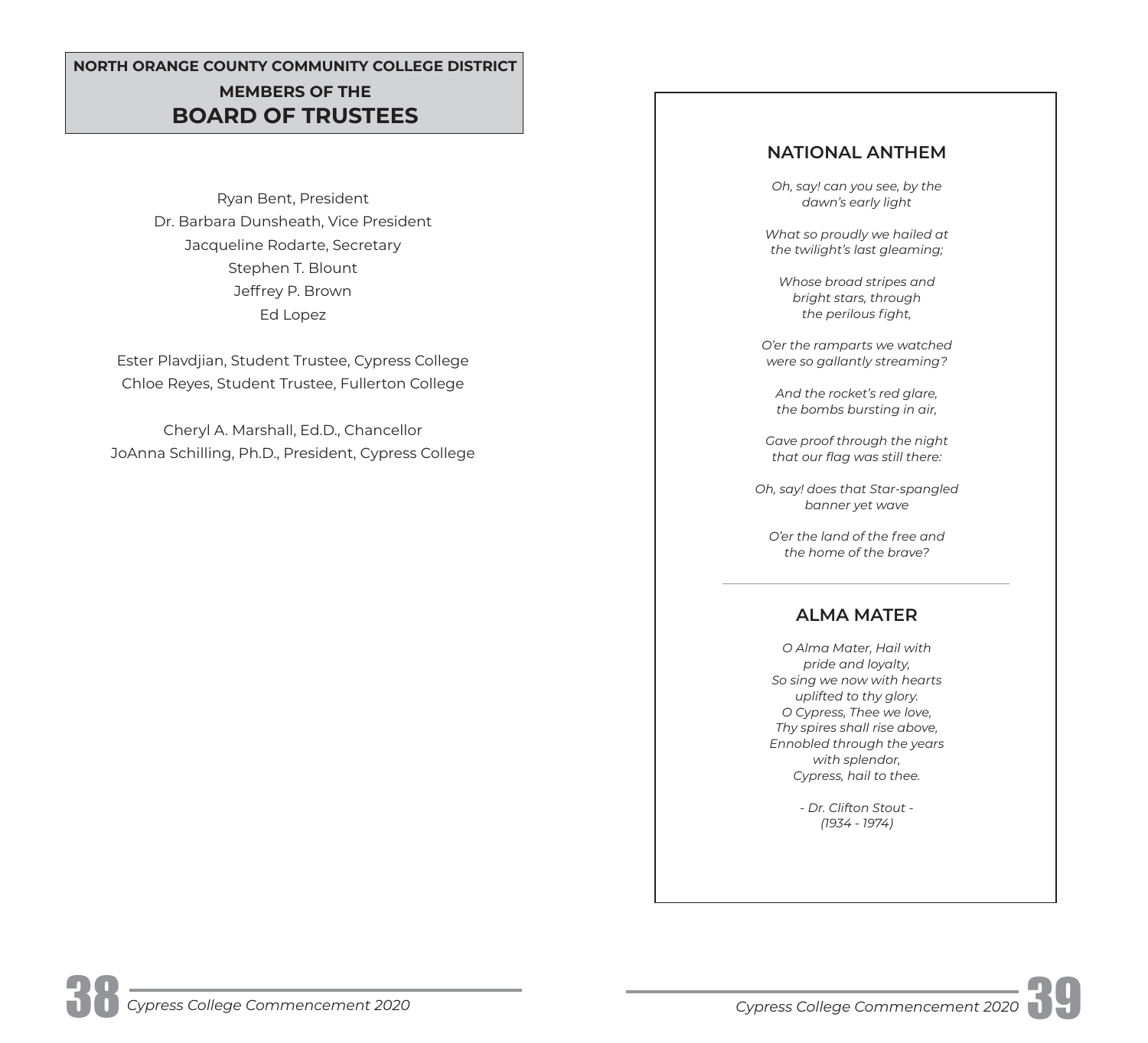## NORTH ORANGE COUNTY COMMUNITY COLLEGE DISTRICT MEMBERS OF THE BOARD OF TRUSTEES

Ryan Bent, President
Dr. Barbara Dunsheath, Vice President
Jacqueline Rodarte, Secretary
Stephen T. Blount
Jeffrey P. Brown
Ed Lopez

Ester Plavdjian, Student Trustee, Cypress College
Chloe Reyes, Student Trustee, Fullerton College

Cheryl A. Marshall, Ed.D., Chancellor
JoAnna Schilling, Ph.D., President, Cypress College

## NATIONAL ANTHEM

*Oh, say! can you see, by the dawn's early light*

*What so proudly we hailed at the twilight's last gleaming;*

*Whose broad stripes and bright stars, through the perilous fight,*

*O'er the ramparts we watched were so gallantly streaming?*

*And the rocket's red glare, the bombs bursting in air,*

*Gave proof through the night that our flag was still there:*

*Oh, say! does that Star-spangled banner yet wave*

*O'er the land of the free and the home of the brave?*

---

## ALMA MATER

*O Alma Mater, Hail with pride and loyalty,*
*So sing we now with hearts uplifted to thy glory.*
*O Cypress, Thee we love,*
*Thy spires shall rise above,*
*Ennobled through the years with splendor,*
*Cypress, hail to thee.*

*- Dr. Clifton Stout -*
*(1934 - 1974)*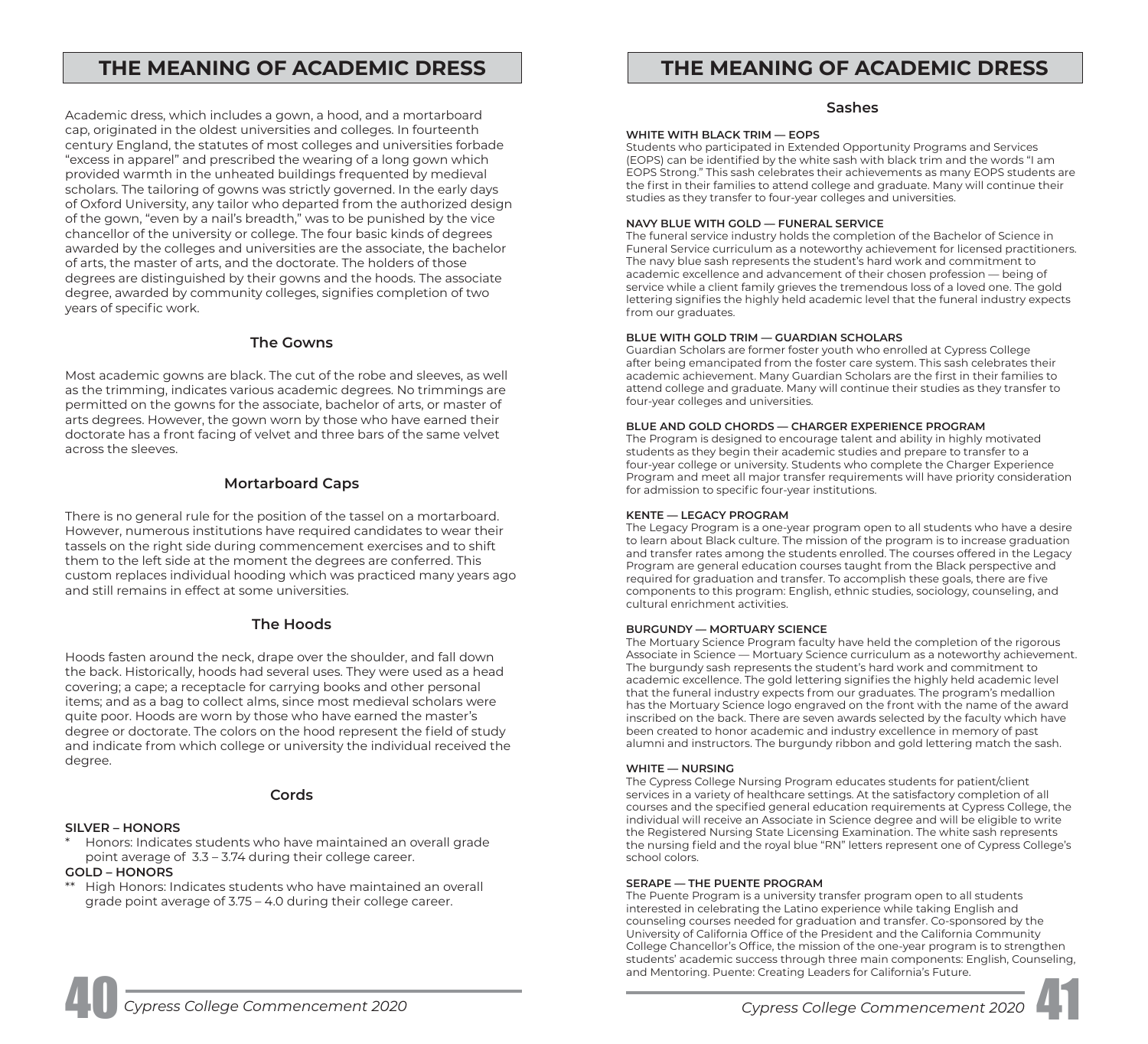# THE MEANING OF ACADEMIC DRESS

Academic dress, which includes a gown, a hood, and a mortarboard cap, originated in the oldest universities and colleges. In fourteenth century England, the statutes of most colleges and universities forbade "excess in apparel" and prescribed the wearing of a long gown which provided warmth in the unheated buildings frequented by medieval scholars. The tailoring of gowns was strictly governed. In the early days of Oxford University, any tailor who departed from the authorized design of the gown, "even by a nail's breadth," was to be punished by the vice chancellor of the university or college. The four basic kinds of degrees awarded by the colleges and universities are the associate, the bachelor of arts, the master of arts, and the doctorate. The holders of those degrees are distinguished by their gowns and the hoods. The associate degree, awarded by community colleges, signifies completion of two years of specific work.

## The Gowns

Most academic gowns are black. The cut of the robe and sleeves, as well as the trimming, indicates various academic degrees. No trimmings are permitted on the gowns for the associate, bachelor of arts, or master of arts degrees. However, the gown worn by those who have earned their doctorate has a front facing of velvet and three bars of the same velvet across the sleeves.

## Mortarboard Caps

There is no general rule for the position of the tassel on a mortarboard. However, numerous institutions have required candidates to wear their tassels on the right side during commencement exercises and to shift them to the left side at the moment the degrees are conferred. This custom replaces individual hooding which was practiced many years ago and still remains in effect at some universities.

## The Hoods

Hoods fasten around the neck, drape over the shoulder, and fall down the back. Historically, hoods had several uses. They were used as a head covering; a cape; a receptacle for carrying books and other personal items; and as a bag to collect alms, since most medieval scholars were quite poor. Hoods are worn by those who have earned the master's degree or doctorate. The colors on the hood represent the field of study and indicate from which college or university the individual received the degree.

## Cords

**SILVER – HONORS**

* Honors: Indicates students who have maintained an overall grade point average of 3.3 – 3.74 during their college career.

**GOLD – HONORS**

** High Honors: Indicates students who have maintained an overall grade point average of 3.75 – 4.0 during their college career.

## Sashes

**WHITE WITH BLACK TRIM — EOPS**
Students who participated in Extended Opportunity Programs and Services (EOPS) can be identified by the white sash with black trim and the words "I am EOPS Strong." This sash celebrates their achievements as many EOPS students are the first in their families to attend college and graduate. Many will continue their studies as they transfer to four-year colleges and universities.

**NAVY BLUE WITH GOLD — FUNERAL SERVICE**
The funeral service industry holds the completion of the Bachelor of Science in Funeral Service curriculum as a noteworthy achievement for licensed practitioners. The navy blue sash represents the student's hard work and commitment to academic excellence and advancement of their chosen profession — being of service while a client family grieves the tremendous loss of a loved one. The gold lettering signifies the highly held academic level that the funeral industry expects from our graduates.

**BLUE WITH GOLD TRIM — GUARDIAN SCHOLARS**
Guardian Scholars are former foster youth who enrolled at Cypress College after being emancipated from the foster care system. This sash celebrates their academic achievement. Many Guardian Scholars are the first in their families to attend college and graduate. Many will continue their studies as they transfer to four-year colleges and universities.

**BLUE AND GOLD CHORDS — CHARGER EXPERIENCE PROGRAM**
The Program is designed to encourage talent and ability in highly motivated students as they begin their academic studies and prepare to transfer to a four-year college or university. Students who complete the Charger Experience Program and meet all major transfer requirements will have priority consideration for admission to specific four-year institutions.

**KENTE — LEGACY PROGRAM**
The Legacy Program is a one-year program open to all students who have a desire to learn about Black culture. The mission of the program is to increase graduation and transfer rates among the students enrolled. The courses offered in the Legacy Program are general education courses taught from the Black perspective and required for graduation and transfer. To accomplish these goals, there are five components to this program: English, ethnic studies, sociology, counseling, and cultural enrichment activities.

**BURGUNDY — MORTUARY SCIENCE**
The Mortuary Science Program faculty have held the completion of the rigorous Associate in Science — Mortuary Science curriculum as a noteworthy achievement. The burgundy sash represents the student's hard work and commitment to academic excellence. The gold lettering signifies the highly held academic level that the funeral industry expects from our graduates. The program's medallion has the Mortuary Science logo engraved on the front with the name of the award inscribed on the back. There are seven awards selected by the faculty which have been created to honor academic and industry excellence in memory of past alumni and instructors. The burgundy ribbon and gold lettering match the sash.

**WHITE — NURSING**
The Cypress College Nursing Program educates students for patient/client services in a variety of healthcare settings. At the satisfactory completion of all courses and the specified general education requirements at Cypress College, the individual will receive an Associate in Science degree and will be eligible to write the Registered Nursing State Licensing Examination. The white sash represents the nursing field and the royal blue "RN" letters represent one of Cypress College's school colors.

**SERAPE — THE PUENTE PROGRAM**
The Puente Program is a university transfer program open to all students interested in celebrating the Latino experience while taking English and counseling courses needed for graduation and transfer. Co-sponsored by the University of California Office of the President and the California Community College Chancellor's Office, the mission of the one-year program is to strengthen students' academic success through three main components: English, Counseling, and Mentoring. Puente: Creating Leaders for California's Future.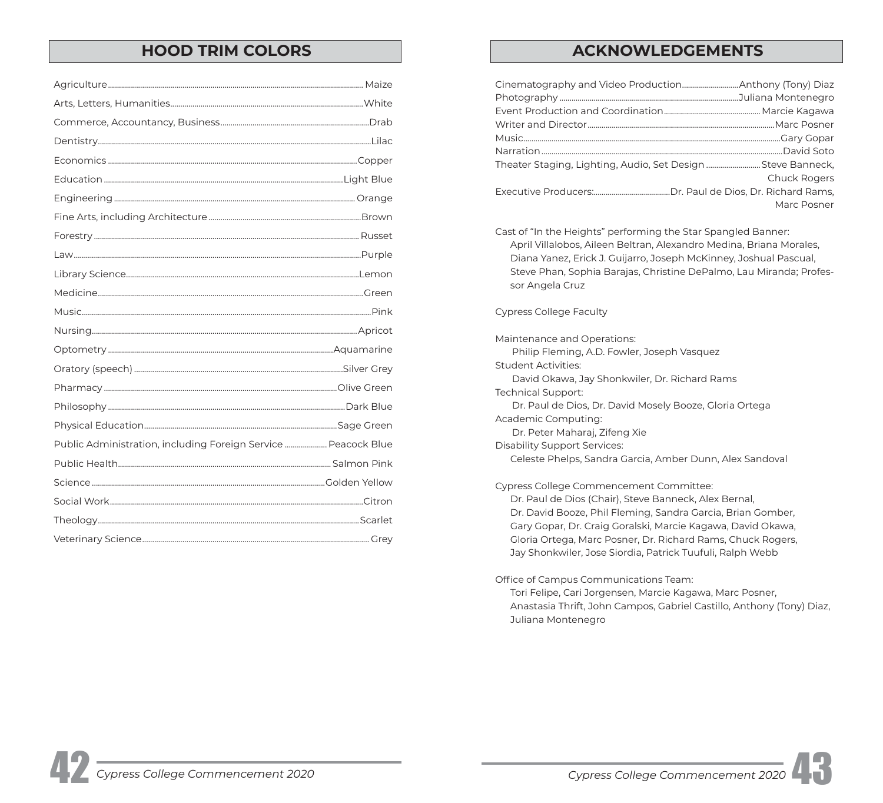## HOOD TRIM COLORS

| | |
|---|---|
| Agriculture | Maize |
| Arts, Letters, Humanities | White |
| Commerce, Accountancy, Business | Drab |
| Dentistry | Lilac |
| Economics | Copper |
| Education | Light Blue |
| Engineering | Orange |
| Fine Arts, including Architecture | Brown |
| Forestry | Russet |
| Law | Purple |
| Library Science | Lemon |
| Medicine | Green |
| Music | Pink |
| Nursing | Apricot |
| Optometry | Aquamarine |
| Oratory (speech) | Silver Grey |
| Pharmacy | Olive Green |
| Philosophy | Dark Blue |
| Physical Education | Sage Green |
| Public Administration, including Foreign Service | Peacock Blue |
| Public Health | Salmon Pink |
| Science | Golden Yellow |
| Social Work | Citron |
| Theology | Scarlet |
| Veterinary Science | Grey |

## ACKNOWLEDGEMENTS

| | |
|---|---|
| Cinematography and Video Production | Anthony (Tony) Diaz |
| Photography | Juliana Montenegro |
| Event Production and Coordination | Marcie Kagawa |
| Writer and Director | Marc Posner |
| Music | Gary Gopar |
| Narration | David Soto |
| Theater Staging, Lighting, Audio, Set Design | Steve Banneck, Chuck Rogers |
| Executive Producers: | Dr. Paul de Dios, Dr. Richard Rams, Marc Posner |

Cast of "In the Heights" performing the Star Spangled Banner:
April Villalobos, Aileen Beltran, Alexandro Medina, Briana Morales, Diana Yanez, Erick J. Guijarro, Joseph McKinney, Joshual Pascual, Steve Phan, Sophia Barajas, Christine DePalmo, Lau Miranda; Professor Angela Cruz

Cypress College Faculty

Maintenance and Operations:
Philip Fleming, A.D. Fowler, Joseph Vasquez

Student Activities:
David Okawa, Jay Shonkwiler, Dr. Richard Rams

Technical Support:
Dr. Paul de Dios, Dr. David Mosely Booze, Gloria Ortega

Academic Computing:
Dr. Peter Maharaj, Zifeng Xie

Disability Support Services:
Celeste Phelps, Sandra Garcia, Amber Dunn, Alex Sandoval

Cypress College Commencement Committee:
Dr. Paul de Dios (Chair), Steve Banneck, Alex Bernal, Dr. David Booze, Phil Fleming, Sandra Garcia, Brian Gomber, Gary Gopar, Dr. Craig Goralski, Marcie Kagawa, David Okawa, Gloria Ortega, Marc Posner, Dr. Richard Rams, Chuck Rogers, Jay Shonkwiler, Jose Siordia, Patrick Tuufuli, Ralph Webb

Office of Campus Communications Team:
Tori Felipe, Cari Jorgensen, Marcie Kagawa, Marc Posner, Anastasia Thrift, John Campos, Gabriel Castillo, Anthony (Tony) Diaz, Juliana Montenegro